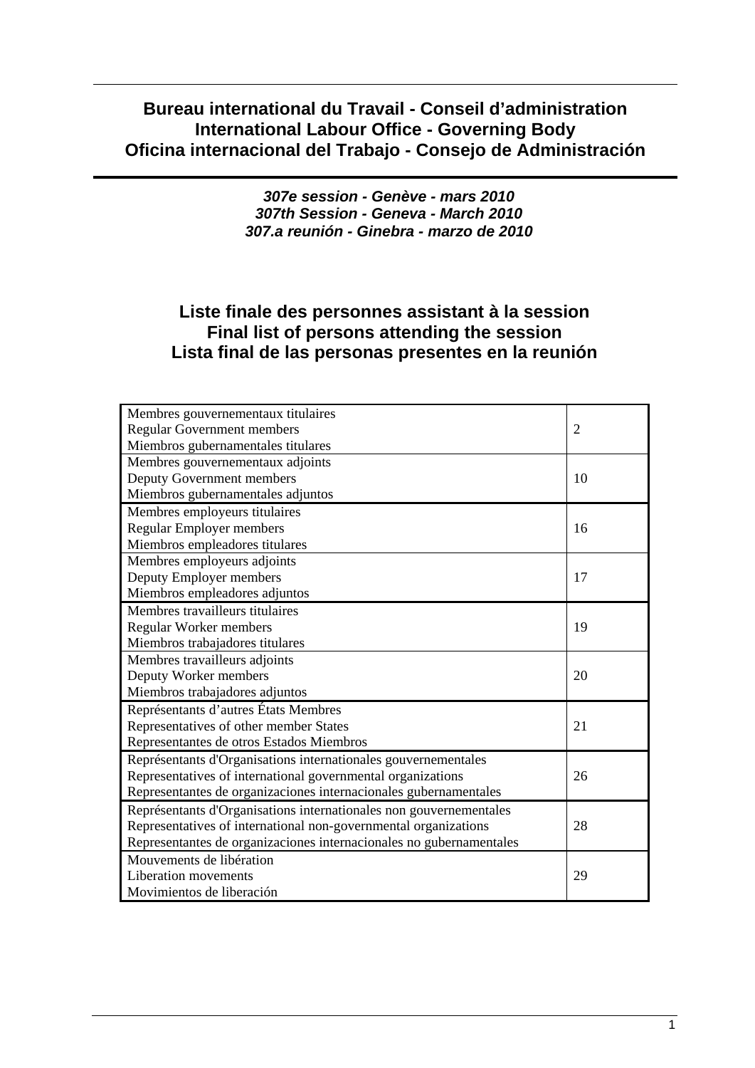# Bureau international du Travail - Conseil d'administration
# International Labour Office - Governing Body
# Oficina internacional del Trabajo - Consejo de Administración

***307e session - Genève - mars 2010***
***307th Session - Geneva - March 2010***
***307.a reunión - Ginebra - marzo de 2010***

## Liste finale des personnes assistant à la session
## Final list of persons attending the session
## Lista final de las personas presentes en la reunión

| | |
|---|---|
| Membres gouvernementaux titulaires<br>Regular Government members<br>Miembros gubernamentales titulares | 2 |
| Membres gouvernementaux adjoints<br>Deputy Government members<br>Miembros gubernamentales adjuntos | 10 |
| Membres employeurs titulaires<br>Regular Employer members<br>Miembros empleadores titulares | 16 |
| Membres employeurs adjoints<br>Deputy Employer members<br>Miembros empleadores adjuntos | 17 |
| Membres travailleurs titulaires<br>Regular Worker members<br>Miembros trabajadores titulares | 19 |
| Membres travailleurs adjoints<br>Deputy Worker members<br>Miembros trabajadores adjuntos | 20 |
| Représentants d'autres États Membres<br>Representatives of other member States<br>Representantes de otros Estados Miembros | 21 |
| Représentants d'Organisations internationales gouvernementales<br>Representatives of international governmental organizations<br>Representantes de organizaciones internacionales gubernamentales | 26 |
| Représentants d'Organisations internationales non gouvernementales<br>Representatives of international non-governmental organizations<br>Representantes de organizaciones internacionales no gubernamentales | 28 |
| Mouvements de libération<br>Liberation movements<br>Movimientos de liberación | 29 |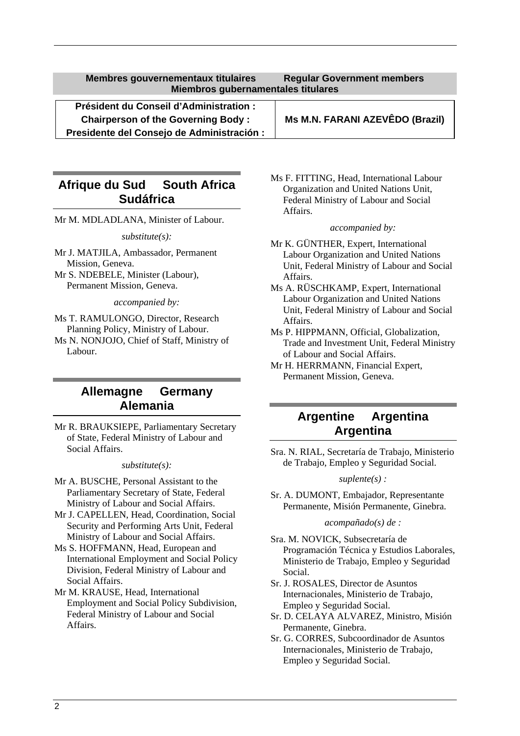**Membres gouvernementaux titulaires** **Regular Government members**
**Miembros gubernamentales titulares**

| | |
|---|---|
| **Président du Conseil d'Administration :** **Chairperson of the Governing Body :** **Presidente del Consejo de Administración :** | **Ms M.N. FARANI AZEVÊDO (Brazil)** |

## Afrique du Sud South Africa Sudáfrica

Mr M. MDLADLANA, Minister of Labour.

*substitute(s):*

Mr J. MATJILA, Ambassador, Permanent Mission, Geneva.
Mr S. NDEBELE, Minister (Labour), Permanent Mission, Geneva.

*accompanied by:*

Ms T. RAMULONGO, Director, Research Planning Policy, Ministry of Labour.
Ms N. NONJOJO, Chief of Staff, Ministry of Labour.

## Allemagne Germany Alemania

Mr R. BRAUKSIEPE, Parliamentary Secretary of State, Federal Ministry of Labour and Social Affairs.

*substitute(s):*

Mr A. BUSCHE, Personal Assistant to the Parliamentary Secretary of State, Federal Ministry of Labour and Social Affairs.
Mr J. CAPELLEN, Head, Coordination, Social Security and Performing Arts Unit, Federal Ministry of Labour and Social Affairs.
Ms S. HOFFMANN, Head, European and International Employment and Social Policy Division, Federal Ministry of Labour and Social Affairs.
Mr M. KRAUSE, Head, International Employment and Social Policy Subdivision, Federal Ministry of Labour and Social Affairs.
Ms F. FITTING, Head, International Labour Organization and United Nations Unit, Federal Ministry of Labour and Social Affairs.

*accompanied by:*

Mr K. GÜNTHER, Expert, International Labour Organization and United Nations Unit, Federal Ministry of Labour and Social Affairs.
Ms A. RÜSCHKAMP, Expert, International Labour Organization and United Nations Unit, Federal Ministry of Labour and Social Affairs.
Ms P. HIPPMANN, Official, Globalization, Trade and Investment Unit, Federal Ministry of Labour and Social Affairs.
Mr H. HERRMANN, Financial Expert, Permanent Mission, Geneva.

## Argentine Argentina Argentina

Sra. N. RIAL, Secretaría de Trabajo, Ministerio de Trabajo, Empleo y Seguridad Social.

*suplente(s) :*

Sr. A. DUMONT, Embajador, Representante Permanente, Misión Permanente, Ginebra.

*acompañado(s) de :*

Sra. M. NOVICK, Subsecretaría de Programación Técnica y Estudios Laborales, Ministerio de Trabajo, Empleo y Seguridad Social.
Sr. J. ROSALES, Director de Asuntos Internacionales, Ministerio de Trabajo, Empleo y Seguridad Social.
Sr. D. CELAYA ALVAREZ, Ministro, Misión Permanente, Ginebra.
Sr. G. CORRES, Subcoordinador de Asuntos Internacionales, Ministerio de Trabajo, Empleo y Seguridad Social.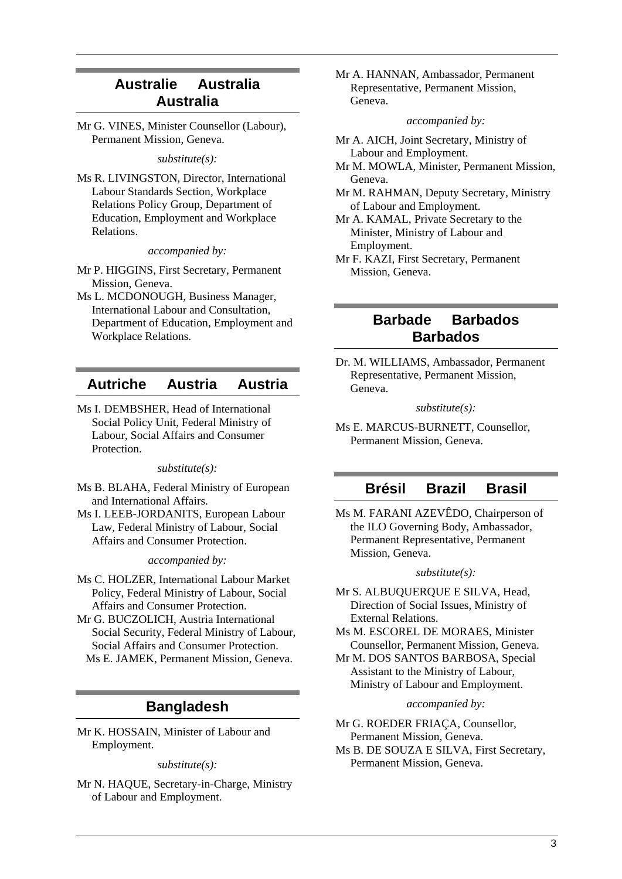## Australie Australia Australia

Mr G. VINES, Minister Counsellor (Labour), Permanent Mission, Geneva.

*substitute(s):*

Ms R. LIVINGSTON, Director, International Labour Standards Section, Workplace Relations Policy Group, Department of Education, Employment and Workplace Relations.

*accompanied by:*

Mr P. HIGGINS, First Secretary, Permanent Mission, Geneva.

Ms L. MCDONOUGH, Business Manager, International Labour and Consultation, Department of Education, Employment and Workplace Relations.

## Autriche Austria Austria

Ms I. DEMBSHER, Head of International Social Policy Unit, Federal Ministry of Labour, Social Affairs and Consumer Protection.

*substitute(s):*

Ms B. BLAHA, Federal Ministry of European and International Affairs.

Ms I. LEEB-JORDANITS, European Labour Law, Federal Ministry of Labour, Social Affairs and Consumer Protection.

*accompanied by:*

Ms C. HOLZER, International Labour Market Policy, Federal Ministry of Labour, Social Affairs and Consumer Protection.

Mr G. BUCZOLICH, Austria International Social Security, Federal Ministry of Labour, Social Affairs and Consumer Protection.

Ms E. JAMEK, Permanent Mission, Geneva.

## Bangladesh

Mr K. HOSSAIN, Minister of Labour and Employment.

*substitute(s):*

Mr N. HAQUE, Secretary-in-Charge, Ministry of Labour and Employment.

Mr A. HANNAN, Ambassador, Permanent Representative, Permanent Mission, Geneva.

*accompanied by:*

Mr A. AICH, Joint Secretary, Ministry of Labour and Employment.

Mr M. MOWLA, Minister, Permanent Mission, Geneva.

Mr M. RAHMAN, Deputy Secretary, Ministry of Labour and Employment.

Mr A. KAMAL, Private Secretary to the Minister, Ministry of Labour and Employment.

Mr F. KAZI, First Secretary, Permanent Mission, Geneva.

## Barbade Barbados Barbados

Dr. M. WILLIAMS, Ambassador, Permanent Representative, Permanent Mission, Geneva.

*substitute(s):*

Ms E. MARCUS-BURNETT, Counsellor, Permanent Mission, Geneva.

## Brésil Brazil Brasil

Ms M. FARANI AZEVÊDO, Chairperson of the ILO Governing Body, Ambassador, Permanent Representative, Permanent Mission, Geneva.

*substitute(s):*

Mr S. ALBUQUERQUE E SILVA, Head, Direction of Social Issues, Ministry of External Relations.

Ms M. ESCOREL DE MORAES, Minister Counsellor, Permanent Mission, Geneva.

Mr M. DOS SANTOS BARBOSA, Special Assistant to the Ministry of Labour, Ministry of Labour and Employment.

*accompanied by:*

Mr G. ROEDER FRIAÇA, Counsellor, Permanent Mission, Geneva.

Ms B. DE SOUZA E SILVA, First Secretary, Permanent Mission, Geneva.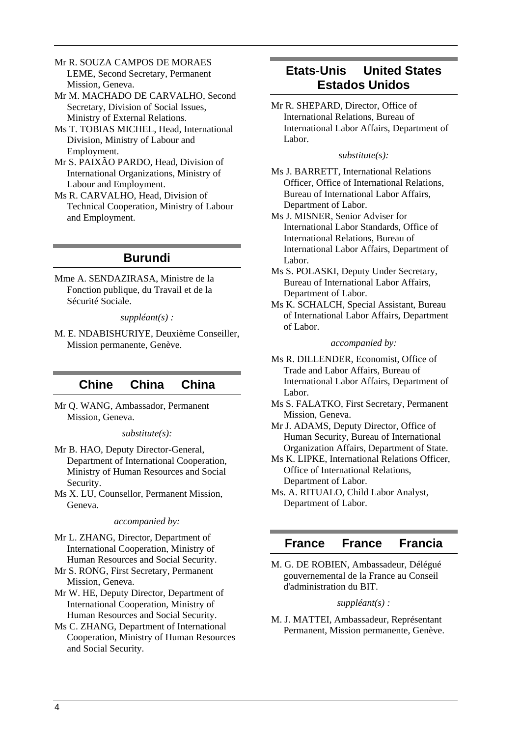Mr R. SOUZA CAMPOS DE MORAES LEME, Second Secretary, Permanent Mission, Geneva.

Mr M. MACHADO DE CARVALHO, Second Secretary, Division of Social Issues, Ministry of External Relations.

Ms T. TOBIAS MICHEL, Head, International Division, Ministry of Labour and Employment.

Mr S. PAIXÃO PARDO, Head, Division of International Organizations, Ministry of Labour and Employment.

Ms R. CARVALHO, Head, Division of Technical Cooperation, Ministry of Labour and Employment.

## Burundi

Mme A. SENDAZIRASA, Ministre de la Fonction publique, du Travail et de la Sécurité Sociale.

*suppléant(s) :*

M. E. NDABISHURIYE, Deuxième Conseiller, Mission permanente, Genève.

## Chine China China

Mr Q. WANG, Ambassador, Permanent Mission, Geneva.

*substitute(s):*

Mr B. HAO, Deputy Director-General, Department of International Cooperation, Ministry of Human Resources and Social Security.

Ms X. LU, Counsellor, Permanent Mission, Geneva.

*accompanied by:*

Mr L. ZHANG, Director, Department of International Cooperation, Ministry of Human Resources and Social Security.

Mr S. RONG, First Secretary, Permanent Mission, Geneva.

Mr W. HE, Deputy Director, Department of International Cooperation, Ministry of Human Resources and Social Security.

Ms C. ZHANG, Department of International Cooperation, Ministry of Human Resources and Social Security.

## Etats-Unis United States Estados Unidos

Mr R. SHEPARD, Director, Office of International Relations, Bureau of International Labor Affairs, Department of Labor.

*substitute(s):*

Ms J. BARRETT, International Relations Officer, Office of International Relations, Bureau of International Labor Affairs, Department of Labor.

Ms J. MISNER, Senior Adviser for International Labor Standards, Office of International Relations, Bureau of International Labor Affairs, Department of Labor.

Ms S. POLASKI, Deputy Under Secretary, Bureau of International Labor Affairs, Department of Labor.

Ms K. SCHALCH, Special Assistant, Bureau of International Labor Affairs, Department of Labor.

*accompanied by:*

Ms R. DILLENDER, Economist, Office of Trade and Labor Affairs, Bureau of International Labor Affairs, Department of Labor.

Ms S. FALATKO, First Secretary, Permanent Mission, Geneva.

Mr J. ADAMS, Deputy Director, Office of Human Security, Bureau of International Organization Affairs, Department of State.

Ms K. LIPKE, International Relations Officer, Office of International Relations, Department of Labor.

Ms. A. RITUALO, Child Labor Analyst, Department of Labor.

## France France Francia

M. G. DE ROBIEN, Ambassadeur, Délégué gouvernemental de la France au Conseil d'administration du BIT.

*suppléant(s) :*

M. J. MATTEI, Ambassadeur, Représentant Permanent, Mission permanente, Genève.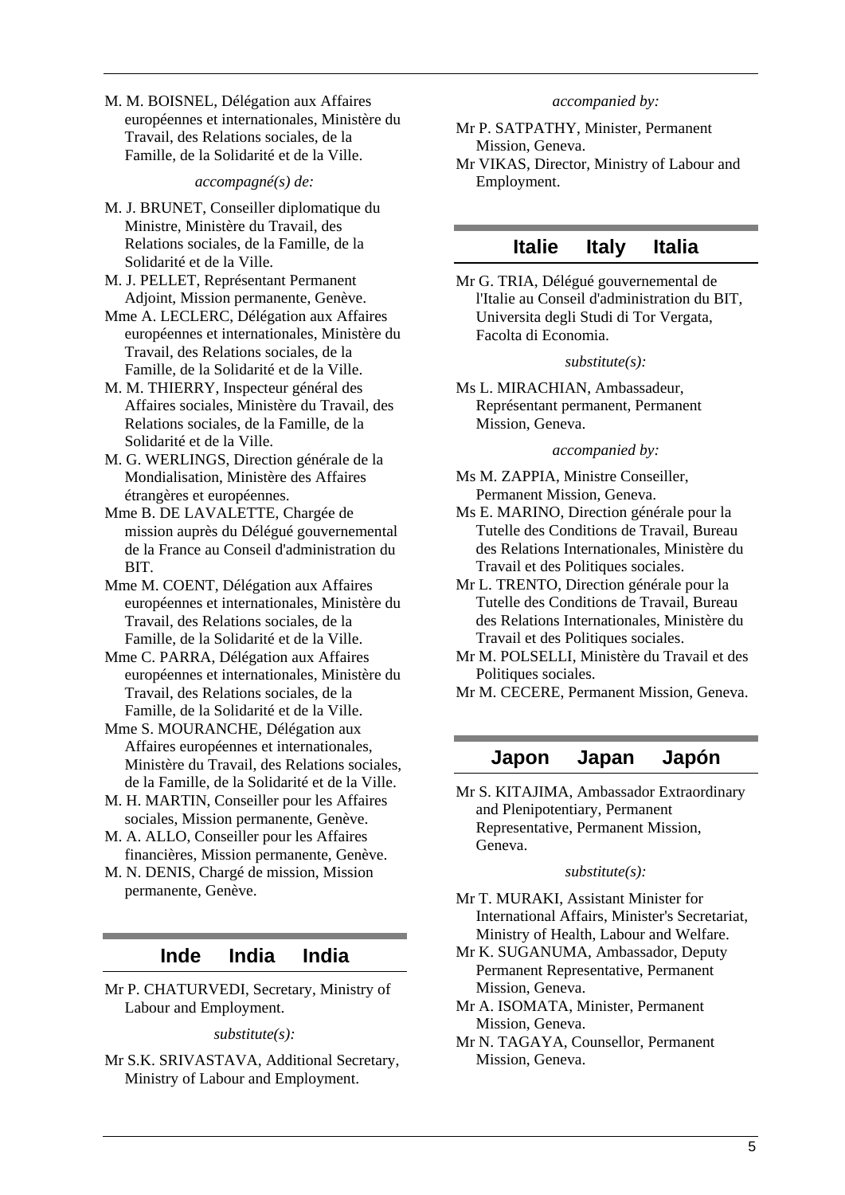M. M. BOISNEL, Délégation aux Affaires européennes et internationales, Ministère du Travail, des Relations sociales, de la Famille, de la Solidarité et de la Ville.

*accompagné(s) de:*

M. J. BRUNET, Conseiller diplomatique du Ministre, Ministère du Travail, des Relations sociales, de la Famille, de la Solidarité et de la Ville.

M. J. PELLET, Représentant Permanent Adjoint, Mission permanente, Genève.

Mme A. LECLERC, Délégation aux Affaires européennes et internationales, Ministère du Travail, des Relations sociales, de la Famille, de la Solidarité et de la Ville.

M. M. THIERRY, Inspecteur général des Affaires sociales, Ministère du Travail, des Relations sociales, de la Famille, de la Solidarité et de la Ville.

M. G. WERLINGS, Direction générale de la Mondialisation, Ministère des Affaires étrangères et européennes.

Mme B. DE LAVALETTE, Chargée de mission auprès du Délégué gouvernemental de la France au Conseil d'administration du BIT.

Mme M. COENT, Délégation aux Affaires européennes et internationales, Ministère du Travail, des Relations sociales, de la Famille, de la Solidarité et de la Ville.

Mme C. PARRA, Délégation aux Affaires européennes et internationales, Ministère du Travail, des Relations sociales, de la Famille, de la Solidarité et de la Ville.

Mme S. MOURANCHE, Délégation aux Affaires européennes et internationales, Ministère du Travail, des Relations sociales, de la Famille, de la Solidarité et de la Ville.

M. H. MARTIN, Conseiller pour les Affaires sociales, Mission permanente, Genève.

M. A. ALLO, Conseiller pour les Affaires financières, Mission permanente, Genève.

M. N. DENIS, Chargé de mission, Mission permanente, Genève.

## Inde India India

Mr P. CHATURVEDI, Secretary, Ministry of Labour and Employment.

*substitute(s):*

Mr S.K. SRIVASTAVA, Additional Secretary, Ministry of Labour and Employment.

*accompanied by:*

Mr P. SATPATHY, Minister, Permanent Mission, Geneva.

Mr VIKAS, Director, Ministry of Labour and Employment.

## Italie Italy Italia

Mr G. TRIA, Délégué gouvernemental de l'Italie au Conseil d'administration du BIT, Universita degli Studi di Tor Vergata, Facolta di Economia.

*substitute(s):*

Ms L. MIRACHIAN, Ambassadeur, Représentant permanent, Permanent Mission, Geneva.

*accompanied by:*

Ms M. ZAPPIA, Ministre Conseiller, Permanent Mission, Geneva.

Ms E. MARINO, Direction générale pour la Tutelle des Conditions de Travail, Bureau des Relations Internationales, Ministère du Travail et des Politiques sociales.

Mr L. TRENTO, Direction générale pour la Tutelle des Conditions de Travail, Bureau des Relations Internationales, Ministère du Travail et des Politiques sociales.

Mr M. POLSELLI, Ministère du Travail et des Politiques sociales.

Mr M. CECERE, Permanent Mission, Geneva.

## Japon Japan Japón

Mr S. KITAJIMA, Ambassador Extraordinary and Plenipotentiary, Permanent Representative, Permanent Mission, Geneva.

*substitute(s):*

Mr T. MURAKI, Assistant Minister for International Affairs, Minister's Secretariat, Ministry of Health, Labour and Welfare.

Mr K. SUGANUMA, Ambassador, Deputy Permanent Representative, Permanent Mission, Geneva.

Mr A. ISOMATA, Minister, Permanent Mission, Geneva.

Mr N. TAGAYA, Counsellor, Permanent Mission, Geneva.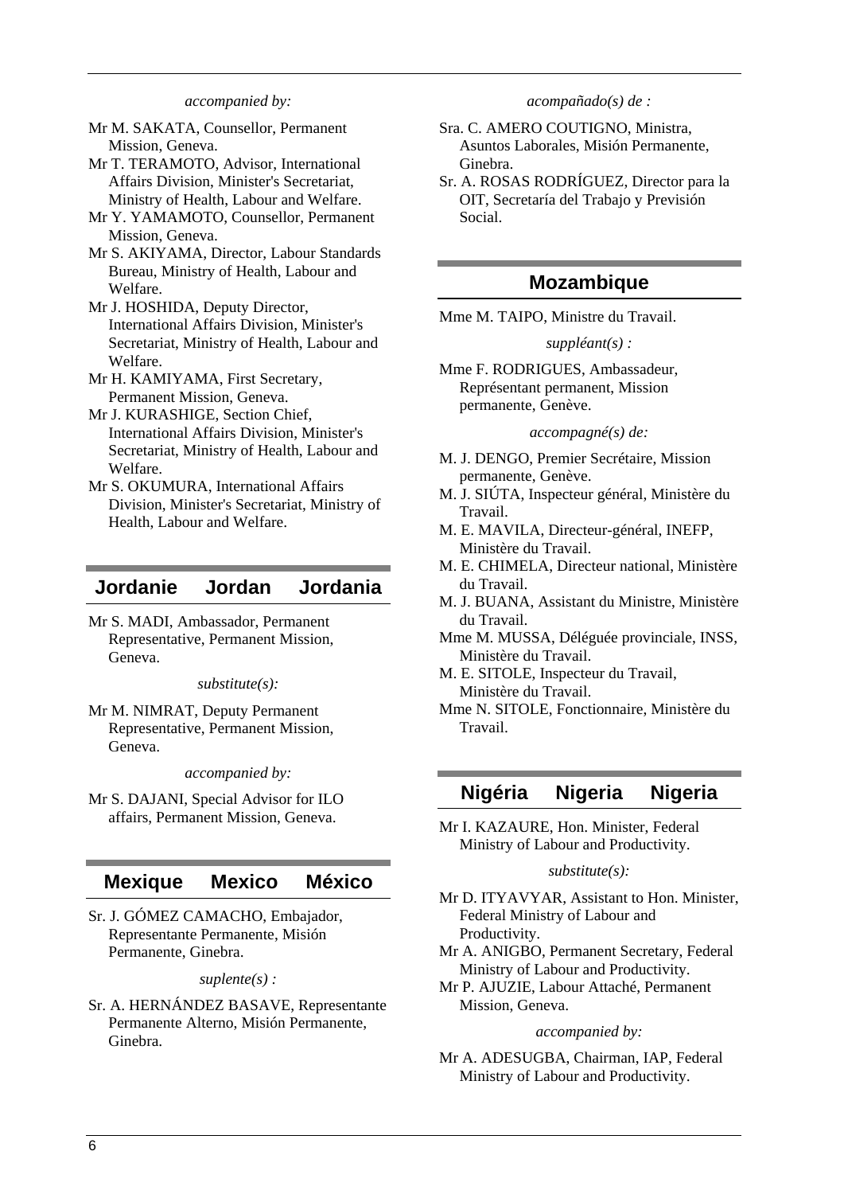*accompanied by:*

Mr M. SAKATA, Counsellor, Permanent Mission, Geneva.

Mr T. TERAMOTO, Advisor, International Affairs Division, Minister's Secretariat, Ministry of Health, Labour and Welfare.

Mr Y. YAMAMOTO, Counsellor, Permanent Mission, Geneva.

Mr S. AKIYAMA, Director, Labour Standards Bureau, Ministry of Health, Labour and Welfare.

Mr J. HOSHIDA, Deputy Director, International Affairs Division, Minister's Secretariat, Ministry of Health, Labour and Welfare.

Mr H. KAMIYAMA, First Secretary, Permanent Mission, Geneva.

Mr J. KURASHIGE, Section Chief, International Affairs Division, Minister's Secretariat, Ministry of Health, Labour and Welfare.

Mr S. OKUMURA, International Affairs Division, Minister's Secretariat, Ministry of Health, Labour and Welfare.

## Jordanie Jordan Jordania

Mr S. MADI, Ambassador, Permanent Representative, Permanent Mission, Geneva.

*substitute(s):*

Mr M. NIMRAT, Deputy Permanent Representative, Permanent Mission, Geneva.

*accompanied by:*

Mr S. DAJANI, Special Advisor for ILO affairs, Permanent Mission, Geneva.

## Mexique Mexico México

Sr. J. GÓMEZ CAMACHO, Embajador, Representante Permanente, Misión Permanente, Ginebra.

*suplente(s) :*

Sr. A. HERNÁNDEZ BASAVE, Representante Permanente Alterno, Misión Permanente, Ginebra.

*acompañado(s) de :*

Sra. C. AMERO COUTIGNO, Ministra, Asuntos Laborales, Misión Permanente, Ginebra.

Sr. A. ROSAS RODRÍGUEZ, Director para la OIT, Secretaría del Trabajo y Previsión Social.

## Mozambique

Mme M. TAIPO, Ministre du Travail.

*suppléant(s) :*

Mme F. RODRIGUES, Ambassadeur, Représentant permanent, Mission permanente, Genève.

*accompagné(s) de:*

M. J. DENGO, Premier Secrétaire, Mission permanente, Genève.

M. J. SIÚTA, Inspecteur général, Ministère du Travail.

M. E. MAVILA, Directeur-général, INEFP, Ministère du Travail.

M. E. CHIMELA, Directeur national, Ministère du Travail.

M. J. BUANA, Assistant du Ministre, Ministère du Travail.

Mme M. MUSSA, Déléguée provinciale, INSS, Ministère du Travail.

M. E. SITOLE, Inspecteur du Travail, Ministère du Travail.

Mme N. SITOLE, Fonctionnaire, Ministère du Travail.

## Nigéria Nigeria Nigeria

Mr I. KAZAURE, Hon. Minister, Federal Ministry of Labour and Productivity.

*substitute(s):*

Mr D. ITYAVYAR, Assistant to Hon. Minister, Federal Ministry of Labour and Productivity.

Mr A. ANIGBO, Permanent Secretary, Federal Ministry of Labour and Productivity.

Mr P. AJUZIE, Labour Attaché, Permanent Mission, Geneva.

*accompanied by:*

Mr A. ADESUGBA, Chairman, IAP, Federal Ministry of Labour and Productivity.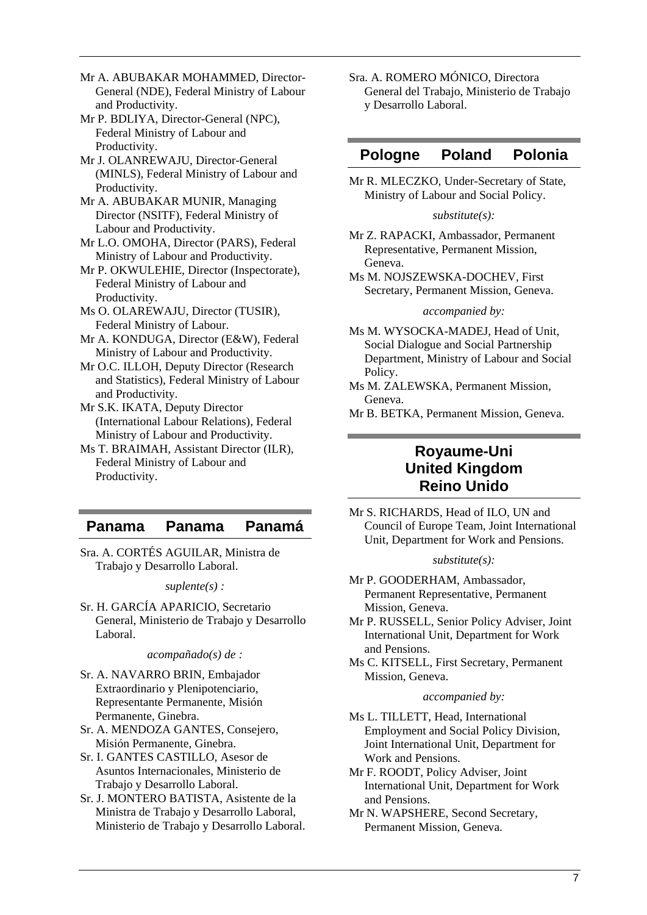Mr A. ABUBAKAR MOHAMMED, Director-General (NDE), Federal Ministry of Labour and Productivity.

Mr P. BDLIYA, Director-General (NPC), Federal Ministry of Labour and Productivity.

Mr J. OLANREWAJU, Director-General (MINLS), Federal Ministry of Labour and Productivity.

Mr A. ABUBAKAR MUNIR, Managing Director (NSITF), Federal Ministry of Labour and Productivity.

Mr L.O. OMOHA, Director (PARS), Federal Ministry of Labour and Productivity.

Mr P. OKWULEHIE, Director (Inspectorate), Federal Ministry of Labour and Productivity.

Ms O. OLAREWAJU, Director (TUSIR), Federal Ministry of Labour.

Mr A. KONDUGA, Director (E&W), Federal Ministry of Labour and Productivity.

Mr O.C. ILLOH, Deputy Director (Research and Statistics), Federal Ministry of Labour and Productivity.

Mr S.K. IKATA, Deputy Director (International Labour Relations), Federal Ministry of Labour and Productivity.

Ms T. BRAIMAH, Assistant Director (ILR), Federal Ministry of Labour and Productivity.

## Panama Panama Panamá

Sra. A. CORTÉS AGUILAR, Ministra de Trabajo y Desarrollo Laboral.

*suplente(s) :*

Sr. H. GARCÍA APARICIO, Secretario General, Ministerio de Trabajo y Desarrollo Laboral.

*acompañado(s) de :*

Sr. A. NAVARRO BRIN, Embajador Extraordinario y Plenipotenciario, Representante Permanente, Misión Permanente, Ginebra.

Sr. A. MENDOZA GANTES, Consejero, Misión Permanente, Ginebra.

Sr. I. GANTES CASTILLO, Asesor de Asuntos Internacionales, Ministerio de Trabajo y Desarrollo Laboral.

Sr. J. MONTERO BATISTA, Asistente de la Ministra de Trabajo y Desarrollo Laboral, Ministerio de Trabajo y Desarrollo Laboral.

Sra. A. ROMERO MÓNICO, Directora General del Trabajo, Ministerio de Trabajo y Desarrollo Laboral.

## Pologne Poland Polonia

Mr R. MLECZKO, Under-Secretary of State, Ministry of Labour and Social Policy.

*substitute(s):*

Mr Z. RAPACKI, Ambassador, Permanent Representative, Permanent Mission, Geneva.

Ms M. NOJSZEWSKA-DOCHEV, First Secretary, Permanent Mission, Geneva.

*accompanied by:*

Ms M. WYSOCKA-MADEJ, Head of Unit, Social Dialogue and Social Partnership Department, Ministry of Labour and Social Policy.

Ms M. ZALEWSKA, Permanent Mission, Geneva.

Mr B. BETKA, Permanent Mission, Geneva.

## Royaume-Uni United Kingdom Reino Unido

Mr S. RICHARDS, Head of ILO, UN and Council of Europe Team, Joint International Unit, Department for Work and Pensions.

*substitute(s):*

Mr P. GOODERHAM, Ambassador, Permanent Representative, Permanent Mission, Geneva.

Mr P. RUSSELL, Senior Policy Adviser, Joint International Unit, Department for Work and Pensions.

Ms C. KITSELL, First Secretary, Permanent Mission, Geneva.

*accompanied by:*

Ms L. TILLETT, Head, International Employment and Social Policy Division, Joint International Unit, Department for Work and Pensions.

Mr F. ROODT, Policy Adviser, Joint International Unit, Department for Work and Pensions.

Mr N. WAPSHERE, Second Secretary, Permanent Mission, Geneva.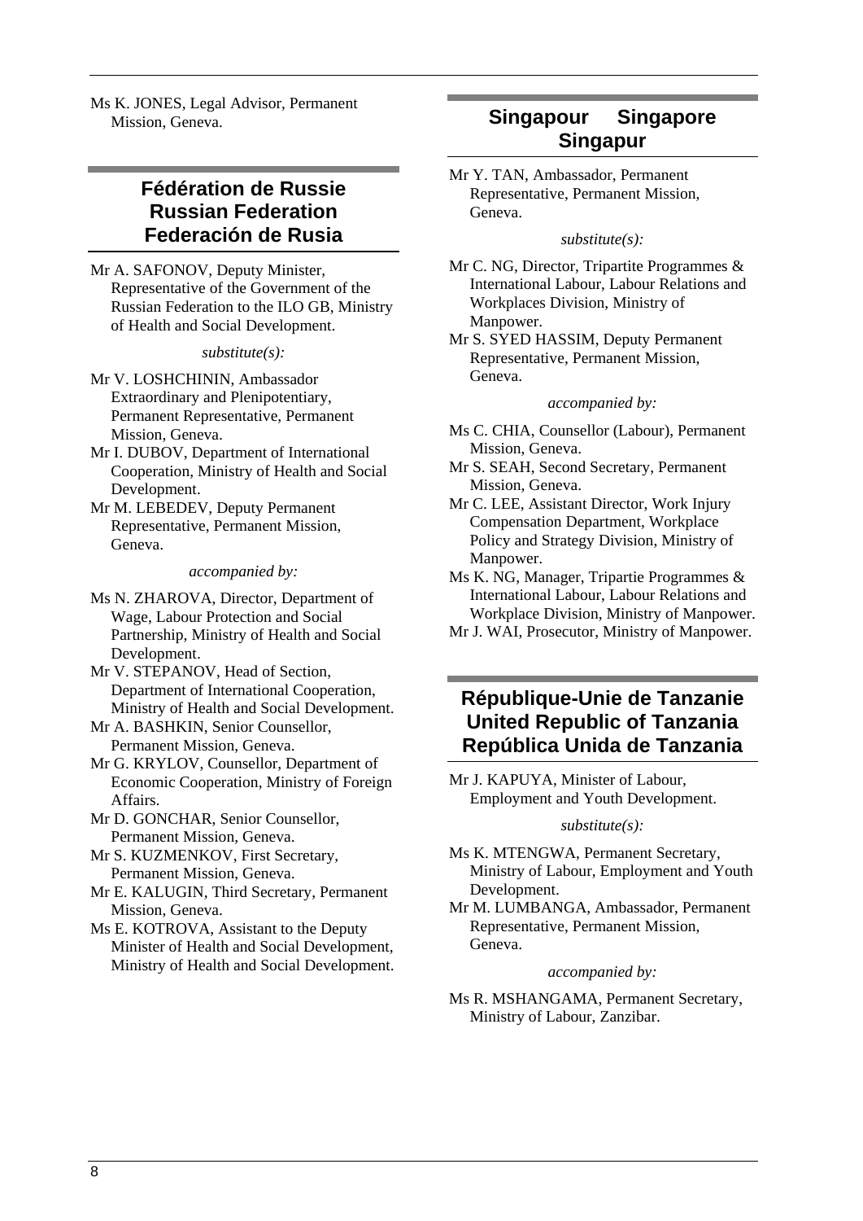Ms K. JONES, Legal Advisor, Permanent Mission, Geneva.

## Fédération de Russie
## Russian Federation
## Federación de Rusia

Mr A. SAFONOV, Deputy Minister, Representative of the Government of the Russian Federation to the ILO GB, Ministry of Health and Social Development.

*substitute(s):*

Mr V. LOSHCHININ, Ambassador Extraordinary and Plenipotentiary, Permanent Representative, Permanent Mission, Geneva.

Mr I. DUBOV, Department of International Cooperation, Ministry of Health and Social Development.

Mr M. LEBEDEV, Deputy Permanent Representative, Permanent Mission, Geneva.

*accompanied by:*

Ms N. ZHAROVA, Director, Department of Wage, Labour Protection and Social Partnership, Ministry of Health and Social Development.

Mr V. STEPANOV, Head of Section, Department of International Cooperation, Ministry of Health and Social Development.

Mr A. BASHKIN, Senior Counsellor, Permanent Mission, Geneva.

Mr G. KRYLOV, Counsellor, Department of Economic Cooperation, Ministry of Foreign Affairs.

Mr D. GONCHAR, Senior Counsellor, Permanent Mission, Geneva.

Mr S. KUZMENKOV, First Secretary, Permanent Mission, Geneva.

Mr E. KALUGIN, Third Secretary, Permanent Mission, Geneva.

Ms E. KOTROVA, Assistant to the Deputy Minister of Health and Social Development, Ministry of Health and Social Development.

## Singapour Singapore Singapur

Mr Y. TAN, Ambassador, Permanent Representative, Permanent Mission, Geneva.

*substitute(s):*

Mr C. NG, Director, Tripartite Programmes & International Labour, Labour Relations and Workplaces Division, Ministry of Manpower.

Mr S. SYED HASSIM, Deputy Permanent Representative, Permanent Mission, Geneva.

*accompanied by:*

Ms C. CHIA, Counsellor (Labour), Permanent Mission, Geneva.

Mr S. SEAH, Second Secretary, Permanent Mission, Geneva.

Mr C. LEE, Assistant Director, Work Injury Compensation Department, Workplace Policy and Strategy Division, Ministry of Manpower.

Ms K. NG, Manager, Tripartie Programmes & International Labour, Labour Relations and Workplace Division, Ministry of Manpower.

Mr J. WAI, Prosecutor, Ministry of Manpower.

## République-Unie de Tanzanie
## United Republic of Tanzania
## República Unida de Tanzania

Mr J. KAPUYA, Minister of Labour, Employment and Youth Development.

*substitute(s):*

Ms K. MTENGWA, Permanent Secretary, Ministry of Labour, Employment and Youth Development.

Mr M. LUMBANGA, Ambassador, Permanent Representative, Permanent Mission, Geneva.

*accompanied by:*

Ms R. MSHANGAMA, Permanent Secretary, Ministry of Labour, Zanzibar.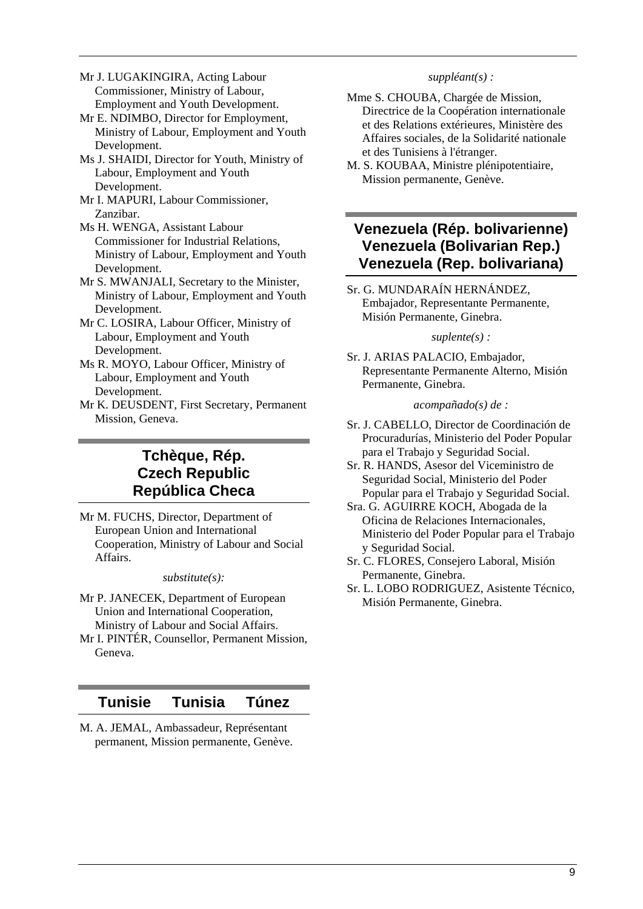Mr J. LUGAKINGIRA, Acting Labour Commissioner, Ministry of Labour, Employment and Youth Development.

Mr E. NDIMBO, Director for Employment, Ministry of Labour, Employment and Youth Development.

Ms J. SHAIDI, Director for Youth, Ministry of Labour, Employment and Youth Development.

Mr I. MAPURI, Labour Commissioner, Zanzibar.

Ms H. WENGA, Assistant Labour Commissioner for Industrial Relations, Ministry of Labour, Employment and Youth Development.

Mr S. MWANJALI, Secretary to the Minister, Ministry of Labour, Employment and Youth Development.

Mr C. LOSIRA, Labour Officer, Ministry of Labour, Employment and Youth Development.

Ms R. MOYO, Labour Officer, Ministry of Labour, Employment and Youth Development.

Mr K. DEUSDENT, First Secretary, Permanent Mission, Geneva.

## Tchèque, Rép. Czech Republic República Checa

Mr M. FUCHS, Director, Department of European Union and International Cooperation, Ministry of Labour and Social Affairs.

*substitute(s):*

Mr P. JANECEK, Department of European Union and International Cooperation, Ministry of Labour and Social Affairs.

Mr I. PINTÉR, Counsellor, Permanent Mission, Geneva.

## Tunisie Tunisia Túnez

M. A. JEMAL, Ambassadeur, Représentant permanent, Mission permanente, Genève.

*suppléant(s) :*

Mme S. CHOUBA, Chargée de Mission, Directrice de la Coopération internationale et des Relations extérieures, Ministère des Affaires sociales, de la Solidarité nationale et des Tunisiens à l'étranger.

M. S. KOUBAA, Ministre plénipotentiaire, Mission permanente, Genève.

## Venezuela (Rép. bolivarienne) Venezuela (Bolivarian Rep.) Venezuela (Rep. bolivariana)

Sr. G. MUNDARAÍN HERNÁNDEZ, Embajador, Representante Permanente, Misión Permanente, Ginebra.

*suplente(s) :*

Sr. J. ARIAS PALACIO, Embajador, Representante Permanente Alterno, Misión Permanente, Ginebra.

*acompañado(s) de :*

Sr. J. CABELLO, Director de Coordinación de Procuradurías, Ministerio del Poder Popular para el Trabajo y Seguridad Social.

Sr. R. HANDS, Asesor del Viceministro de Seguridad Social, Ministerio del Poder Popular para el Trabajo y Seguridad Social.

Sra. G. AGUIRRE KOCH, Abogada de la Oficina de Relaciones Internacionales, Ministerio del Poder Popular para el Trabajo y Seguridad Social.

Sr. C. FLORES, Consejero Laboral, Misión Permanente, Ginebra.

Sr. L. LOBO RODRIGUEZ, Asistente Técnico, Misión Permanente, Ginebra.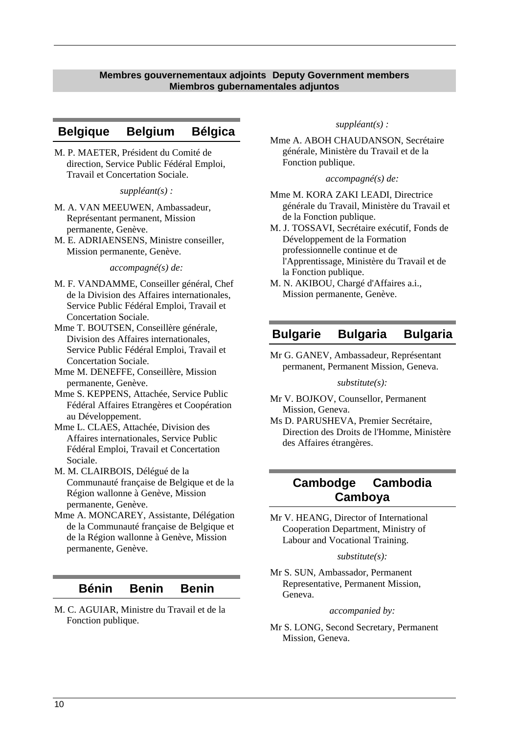**Membres gouvernementaux adjoints Deputy Government members Miembros gubernamentales adjuntos**

## Belgique Belgium Bélgica

M. P. MAETER, Président du Comité de direction, Service Public Fédéral Emploi, Travail et Concertation Sociale.

*suppléant(s) :*

M. A. VAN MEEUWEN, Ambassadeur, Représentant permanent, Mission permanente, Genève.

M. E. ADRIAENSENS, Ministre conseiller, Mission permanente, Genève.

*accompagné(s) de:*

M. F. VANDAMME, Conseiller général, Chef de la Division des Affaires internationales, Service Public Fédéral Emploi, Travail et Concertation Sociale.

Mme T. BOUTSEN, Conseillère générale, Division des Affaires internationales, Service Public Fédéral Emploi, Travail et Concertation Sociale.

Mme M. DENEFFE, Conseillère, Mission permanente, Genève.

Mme S. KEPPENS, Attachée, Service Public Fédéral Affaires Etrangères et Coopération au Développement.

Mme L. CLAES, Attachée, Division des Affaires internationales, Service Public Fédéral Emploi, Travail et Concertation Sociale.

M. M. CLAIRBOIS, Délégué de la Communauté française de Belgique et de la Région wallonne à Genève, Mission permanente, Genève.

Mme A. MONCAREY, Assistante, Délégation de la Communauté française de Belgique et de la Région wallonne à Genève, Mission permanente, Genève.

## Bénin Benin Benin

M. C. AGUIAR, Ministre du Travail et de la Fonction publique.

*suppléant(s) :*

Mme A. ABOH CHAUDANSON, Secrétaire générale, Ministère du Travail et de la Fonction publique.

*accompagné(s) de:*

Mme M. KORA ZAKI LEADI, Directrice générale du Travail, Ministère du Travail et de la Fonction publique.

M. J. TOSSAVI, Secrétaire exécutif, Fonds de Développement de la Formation professionnelle continue et de l'Apprentissage, Ministère du Travail et de la Fonction publique.

M. N. AKIBOU, Chargé d'Affaires a.i., Mission permanente, Genève.

## Bulgarie Bulgaria Bulgaria

Mr G. GANEV, Ambassadeur, Représentant permanent, Permanent Mission, Geneva.

*substitute(s):*

Mr V. BOJKOV, Counsellor, Permanent Mission, Geneva.

Ms D. PARUSHEVA, Premier Secrétaire, Direction des Droits de l'Homme, Ministère des Affaires étrangères.

## Cambodge Cambodia Camboya

Mr V. HEANG, Director of International Cooperation Department, Ministry of Labour and Vocational Training.

*substitute(s):*

Mr S. SUN, Ambassador, Permanent Representative, Permanent Mission, Geneva.

*accompanied by:*

Mr S. LONG, Second Secretary, Permanent Mission, Geneva.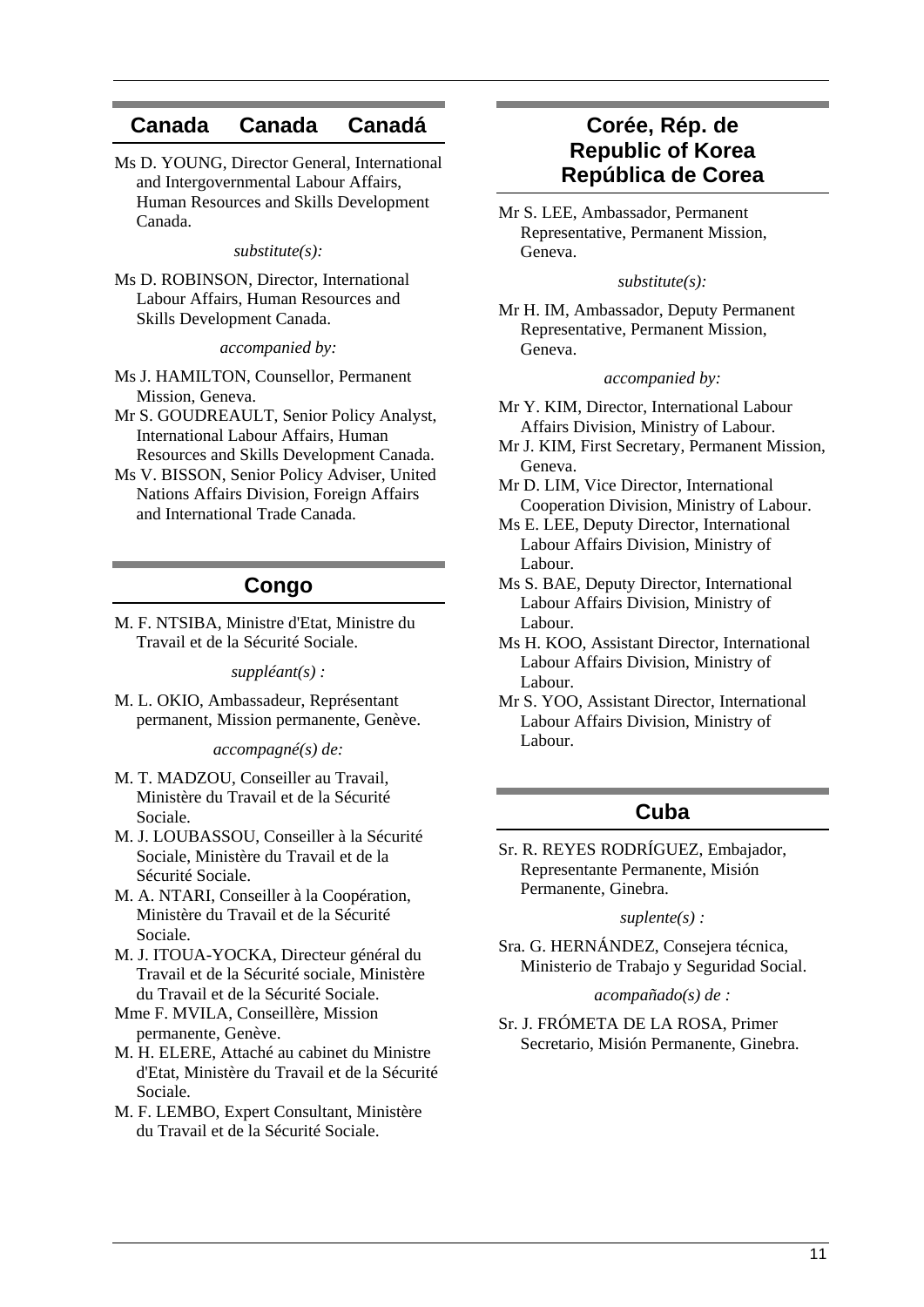## Canada Canada Canadá

Ms D. YOUNG, Director General, International and Intergovernmental Labour Affairs, Human Resources and Skills Development Canada.

*substitute(s):*

Ms D. ROBINSON, Director, International Labour Affairs, Human Resources and Skills Development Canada.

*accompanied by:*

Ms J. HAMILTON, Counsellor, Permanent Mission, Geneva.

Mr S. GOUDREAULT, Senior Policy Analyst, International Labour Affairs, Human Resources and Skills Development Canada.

Ms V. BISSON, Senior Policy Adviser, United Nations Affairs Division, Foreign Affairs and International Trade Canada.

## Congo

M. F. NTSIBA, Ministre d'Etat, Ministre du Travail et de la Sécurité Sociale.

*suppléant(s) :*

M. L. OKIO, Ambassadeur, Représentant permanent, Mission permanente, Genève.

*accompagné(s) de:*

M. T. MADZOU, Conseiller au Travail, Ministère du Travail et de la Sécurité Sociale.

M. J. LOUBASSOU, Conseiller à la Sécurité Sociale, Ministère du Travail et de la Sécurité Sociale.

M. A. NTARI, Conseiller à la Coopération, Ministère du Travail et de la Sécurité Sociale.

M. J. ITOUA-YOCKA, Directeur général du Travail et de la Sécurité sociale, Ministère du Travail et de la Sécurité Sociale.

Mme F. MVILA, Conseillère, Mission permanente, Genève.

M. H. ELERE, Attaché au cabinet du Ministre d'Etat, Ministère du Travail et de la Sécurité Sociale.

M. F. LEMBO, Expert Consultant, Ministère du Travail et de la Sécurité Sociale.

## Corée, Rép. de Republic of Korea República de Corea

Mr S. LEE, Ambassador, Permanent Representative, Permanent Mission, Geneva.

*substitute(s):*

Mr H. IM, Ambassador, Deputy Permanent Representative, Permanent Mission, Geneva.

*accompanied by:*

Mr Y. KIM, Director, International Labour Affairs Division, Ministry of Labour.

Mr J. KIM, First Secretary, Permanent Mission, Geneva.

Mr D. LIM, Vice Director, International Cooperation Division, Ministry of Labour.

Ms E. LEE, Deputy Director, International Labour Affairs Division, Ministry of Labour.

Ms S. BAE, Deputy Director, International Labour Affairs Division, Ministry of Labour.

Ms H. KOO, Assistant Director, International Labour Affairs Division, Ministry of Labour.

Mr S. YOO, Assistant Director, International Labour Affairs Division, Ministry of Labour.

## Cuba

Sr. R. REYES RODRÍGUEZ, Embajador, Representante Permanente, Misión Permanente, Ginebra.

*suplente(s) :*

Sra. G. HERNÁNDEZ, Consejera técnica, Ministerio de Trabajo y Seguridad Social.

*acompañado(s) de :*

Sr. J. FRÓMETA DE LA ROSA, Primer Secretario, Misión Permanente, Ginebra.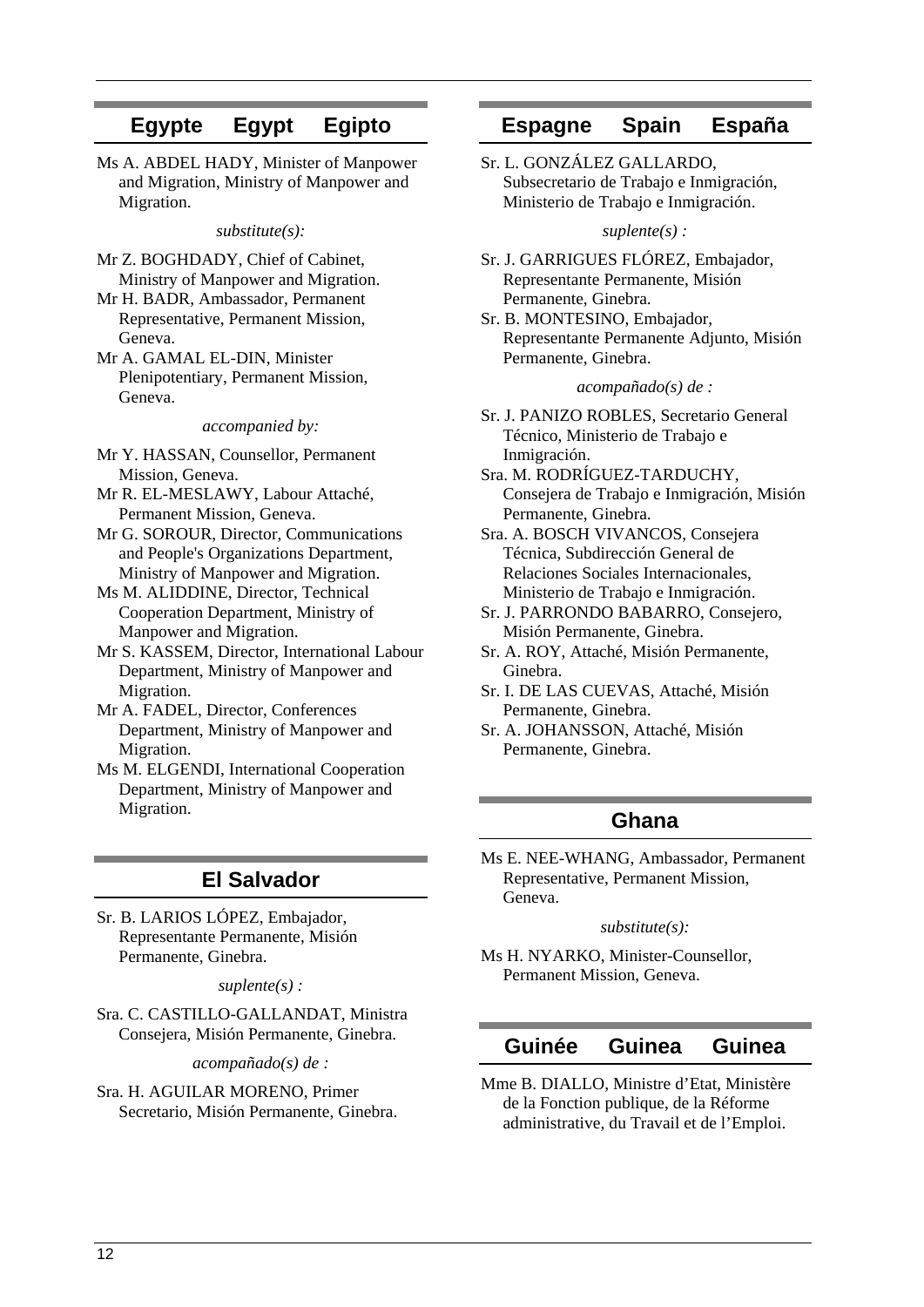## Egypte Egypt Egipto

Ms A. ABDEL HADY, Minister of Manpower and Migration, Ministry of Manpower and Migration.

*substitute(s):*

Mr Z. BOGHDADY, Chief of Cabinet, Ministry of Manpower and Migration.
Mr H. BADR, Ambassador, Permanent Representative, Permanent Mission, Geneva.
Mr A. GAMAL EL-DIN, Minister Plenipotentiary, Permanent Mission, Geneva.

*accompanied by:*

Mr Y. HASSAN, Counsellor, Permanent Mission, Geneva.
Mr R. EL-MESLAWY, Labour Attaché, Permanent Mission, Geneva.
Mr G. SOROUR, Director, Communications and People's Organizations Department, Ministry of Manpower and Migration.
Ms M. ALIDDINE, Director, Technical Cooperation Department, Ministry of Manpower and Migration.
Mr S. KASSEM, Director, International Labour Department, Ministry of Manpower and Migration.
Mr A. FADEL, Director, Conferences Department, Ministry of Manpower and Migration.
Ms M. ELGENDI, International Cooperation Department, Ministry of Manpower and Migration.

## El Salvador

Sr. B. LARIOS LÓPEZ, Embajador, Representante Permanente, Misión Permanente, Ginebra.

*suplente(s) :*

Sra. C. CASTILLO-GALLANDAT, Ministra Consejera, Misión Permanente, Ginebra.

*acompañado(s) de :*

Sra. H. AGUILAR MORENO, Primer Secretario, Misión Permanente, Ginebra.

## Espagne Spain España

Sr. L. GONZÁLEZ GALLARDO, Subsecretario de Trabajo e Inmigración, Ministerio de Trabajo e Inmigración.

*suplente(s) :*

Sr. J. GARRIGUES FLÓREZ, Embajador, Representante Permanente, Misión Permanente, Ginebra.
Sr. B. MONTESINO, Embajador, Representante Permanente Adjunto, Misión Permanente, Ginebra.

*acompañado(s) de :*

Sr. J. PANIZO ROBLES, Secretario General Técnico, Ministerio de Trabajo e Inmigración.
Sra. M. RODRÍGUEZ-TARDUCHY, Consejera de Trabajo e Inmigración, Misión Permanente, Ginebra.
Sra. A. BOSCH VIVANCOS, Consejera Técnica, Subdirección General de Relaciones Sociales Internacionales, Ministerio de Trabajo e Inmigración.
Sr. J. PARRONDO BABARRO, Consejero, Misión Permanente, Ginebra.
Sr. A. ROY, Attaché, Misión Permanente, Ginebra.
Sr. I. DE LAS CUEVAS, Attaché, Misión Permanente, Ginebra.
Sr. A. JOHANSSON, Attaché, Misión Permanente, Ginebra.

## Ghana

Ms E. NEE-WHANG, Ambassador, Permanent Representative, Permanent Mission, Geneva.

*substitute(s):*

Ms H. NYARKO, Minister-Counsellor, Permanent Mission, Geneva.

## Guinée Guinea Guinea

Mme B. DIALLO, Ministre d'Etat, Ministère de la Fonction publique, de la Réforme administrative, du Travail et de l'Emploi.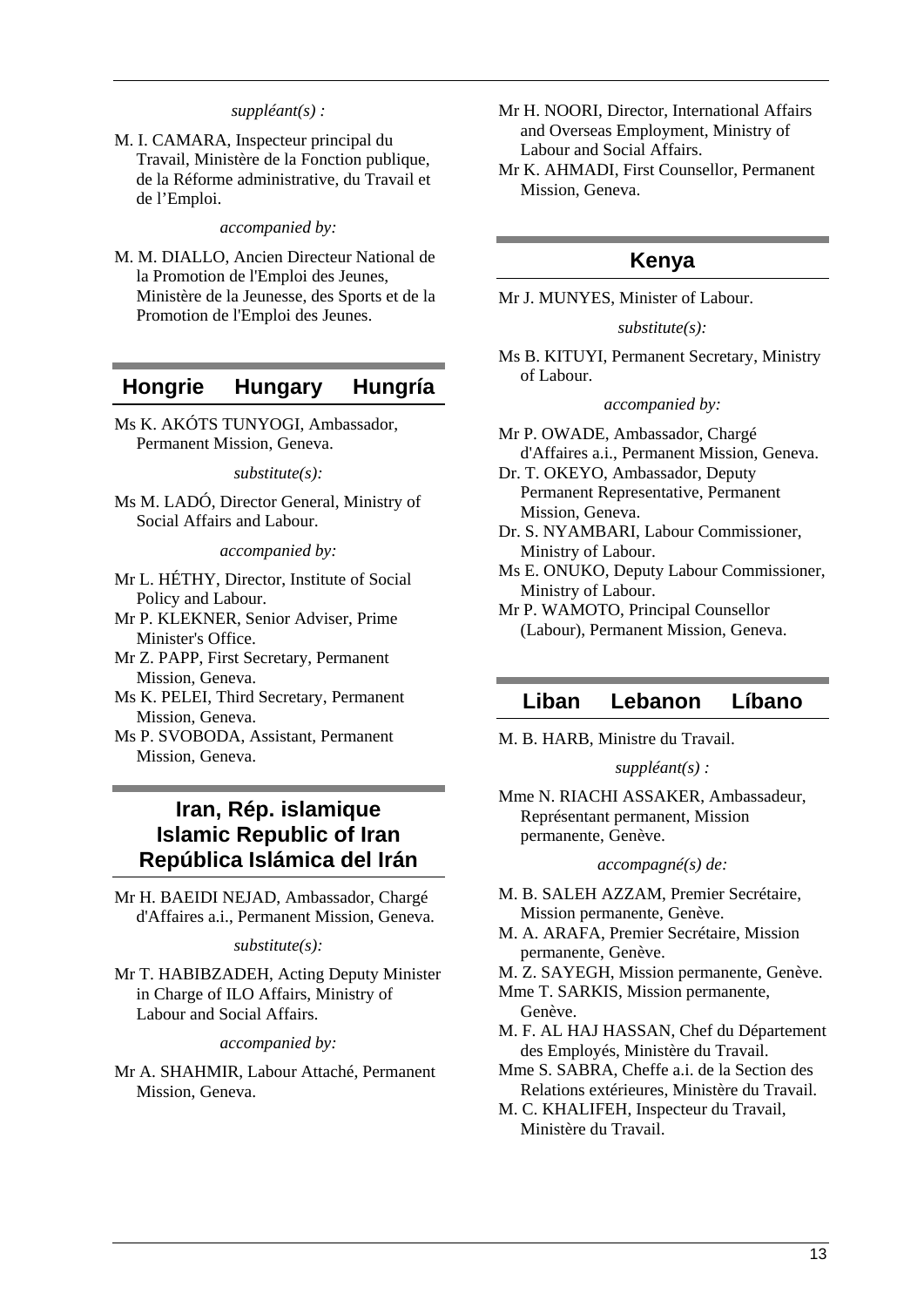*suppléant(s) :*

M. I. CAMARA, Inspecteur principal du Travail, Ministère de la Fonction publique, de la Réforme administrative, du Travail et de l'Emploi.

*accompanied by:*

M. M. DIALLO, Ancien Directeur National de la Promotion de l'Emploi des Jeunes, Ministère de la Jeunesse, des Sports et de la Promotion de l'Emploi des Jeunes.

## Hongrie Hungary Hungría

Ms K. AKÓTS TUNYOGI, Ambassador, Permanent Mission, Geneva.

*substitute(s):*

Ms M. LADÓ, Director General, Ministry of Social Affairs and Labour.

*accompanied by:*

Mr L. HÉTHY, Director, Institute of Social Policy and Labour.
Mr P. KLEKNER, Senior Adviser, Prime Minister's Office.
Mr Z. PAPP, First Secretary, Permanent Mission, Geneva.
Ms K. PELEI, Third Secretary, Permanent Mission, Geneva.
Ms P. SVOBODA, Assistant, Permanent Mission, Geneva.

## Iran, Rép. islamique Islamic Republic of Iran República Islámica del Irán

Mr H. BAEIDI NEJAD, Ambassador, Chargé d'Affaires a.i., Permanent Mission, Geneva.

*substitute(s):*

Mr T. HABIBZADEH, Acting Deputy Minister in Charge of ILO Affairs, Ministry of Labour and Social Affairs.

*accompanied by:*

Mr A. SHAHMIR, Labour Attaché, Permanent Mission, Geneva.
Mr H. NOORI, Director, International Affairs and Overseas Employment, Ministry of Labour and Social Affairs.
Mr K. AHMADI, First Counsellor, Permanent Mission, Geneva.

## Kenya

Mr J. MUNYES, Minister of Labour.

*substitute(s):*

Ms B. KITUYI, Permanent Secretary, Ministry of Labour.

*accompanied by:*

Mr P. OWADE, Ambassador, Chargé d'Affaires a.i., Permanent Mission, Geneva.
Dr. T. OKEYO, Ambassador, Deputy Permanent Representative, Permanent Mission, Geneva.
Dr. S. NYAMBARI, Labour Commissioner, Ministry of Labour.
Ms E. ONUKO, Deputy Labour Commissioner, Ministry of Labour.
Mr P. WAMOTO, Principal Counsellor (Labour), Permanent Mission, Geneva.

## Liban Lebanon Líbano

M. B. HARB, Ministre du Travail.

*suppléant(s) :*

Mme N. RIACHI ASSAKER, Ambassadeur, Représentant permanent, Mission permanente, Genève.

*accompagné(s) de:*

M. B. SALEH AZZAM, Premier Secrétaire, Mission permanente, Genève.
M. A. ARAFA, Premier Secrétaire, Mission permanente, Genève.
M. Z. SAYEGH, Mission permanente, Genève.
Mme T. SARKIS, Mission permanente, Genève.
M. F. AL HAJ HASSAN, Chef du Département des Employés, Ministère du Travail.
Mme S. SABRA, Cheffe a.i. de la Section des Relations extérieures, Ministère du Travail.
M. C. KHALIFEH, Inspecteur du Travail, Ministère du Travail.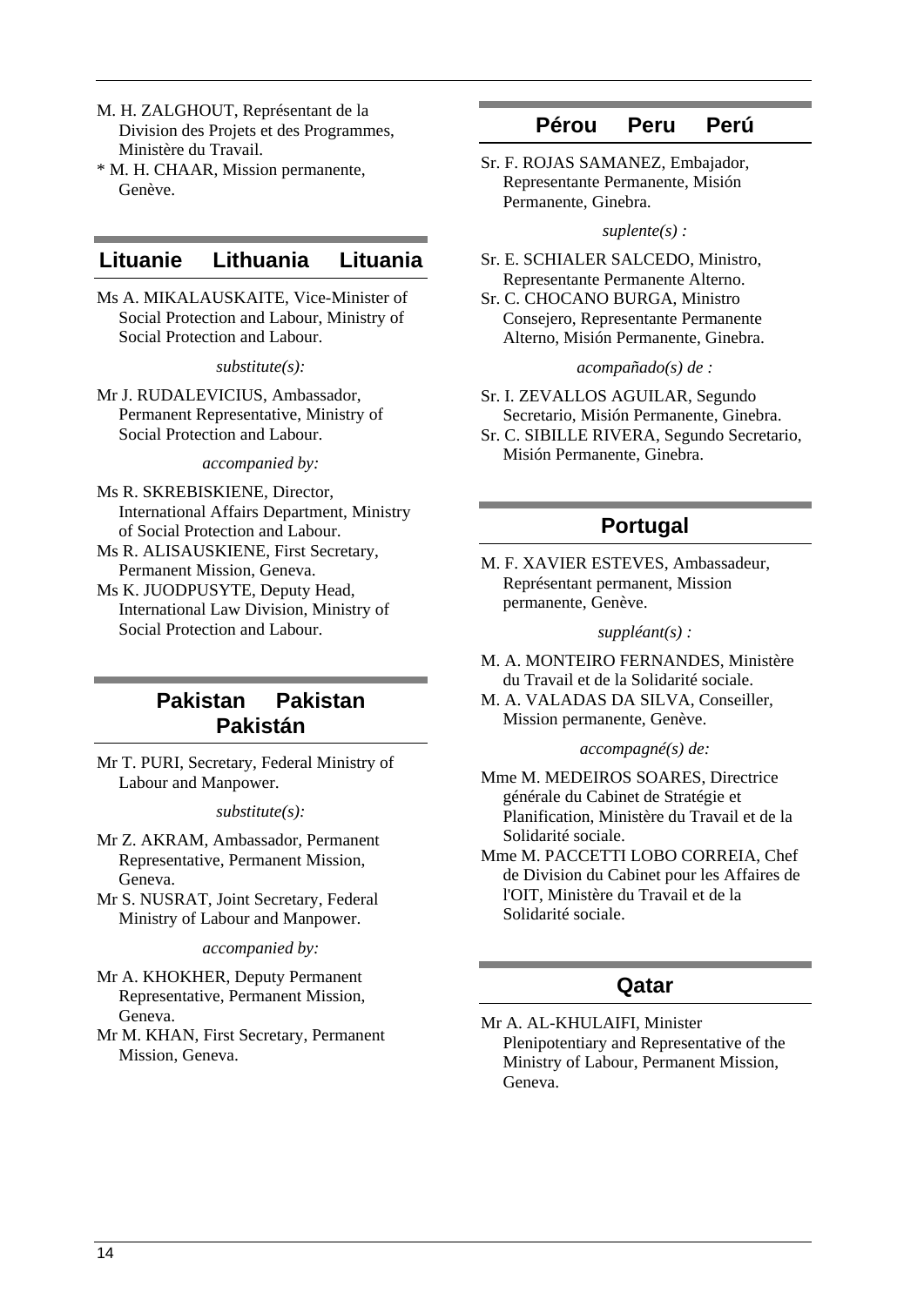M. H. ZALGHOUT, Représentant de la Division des Projets et des Programmes, Ministère du Travail.

* M. H. CHAAR, Mission permanente, Genève.

## Lituanie Lithuania Lituania

Ms A. MIKALAUSKAITE, Vice-Minister of Social Protection and Labour, Ministry of Social Protection and Labour.

*substitute(s):*

Mr J. RUDALEVICIUS, Ambassador, Permanent Representative, Ministry of Social Protection and Labour.

*accompanied by:*

Ms R. SKREBISKIENE, Director, International Affairs Department, Ministry of Social Protection and Labour.

Ms R. ALISAUSKIENE, First Secretary, Permanent Mission, Geneva.

Ms K. JUODPUSYTE, Deputy Head, International Law Division, Ministry of Social Protection and Labour.

## Pakistan Pakistan Pakistán

Mr T. PURI, Secretary, Federal Ministry of Labour and Manpower.

*substitute(s):*

Mr Z. AKRAM, Ambassador, Permanent Representative, Permanent Mission, Geneva.

Mr S. NUSRAT, Joint Secretary, Federal Ministry of Labour and Manpower.

*accompanied by:*

Mr A. KHOKHER, Deputy Permanent Representative, Permanent Mission, Geneva.

Mr M. KHAN, First Secretary, Permanent Mission, Geneva.

## Pérou Peru Perú

Sr. F. ROJAS SAMANEZ, Embajador, Representante Permanente, Misión Permanente, Ginebra.

*suplente(s) :*

Sr. E. SCHIALER SALCEDO, Ministro, Representante Permanente Alterno.

Sr. C. CHOCANO BURGA, Ministro Consejero, Representante Permanente Alterno, Misión Permanente, Ginebra.

*acompañado(s) de :*

Sr. I. ZEVALLOS AGUILAR, Segundo Secretario, Misión Permanente, Ginebra.

Sr. C. SIBILLE RIVERA, Segundo Secretario, Misión Permanente, Ginebra.

## Portugal

M. F. XAVIER ESTEVES, Ambassadeur, Représentant permanent, Mission permanente, Genève.

*suppléant(s) :*

M. A. MONTEIRO FERNANDES, Ministère du Travail et de la Solidarité sociale.

M. A. VALADAS DA SILVA, Conseiller, Mission permanente, Genève.

*accompagné(s) de:*

Mme M. MEDEIROS SOARES, Directrice générale du Cabinet de Stratégie et Planification, Ministère du Travail et de la Solidarité sociale.

Mme M. PACCETTI LOBO CORREIA, Chef de Division du Cabinet pour les Affaires de l'OIT, Ministère du Travail et de la Solidarité sociale.

## Qatar

Mr A. AL-KHULAIFI, Minister Plenipotentiary and Representative of the Ministry of Labour, Permanent Mission, Geneva.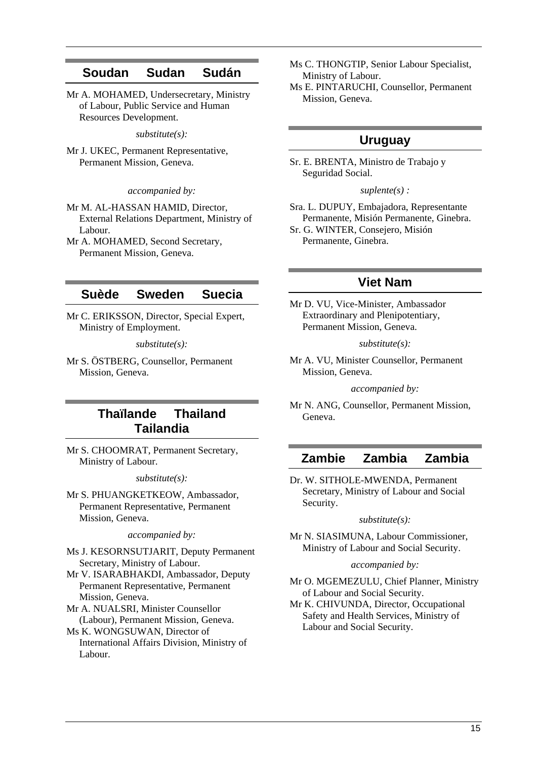## Soudan Sudan Sudán

Mr A. MOHAMED, Undersecretary, Ministry of Labour, Public Service and Human Resources Development.

*substitute(s):*

Mr J. UKEC, Permanent Representative, Permanent Mission, Geneva.

*accompanied by:*

Mr M. AL-HASSAN HAMID, Director, External Relations Department, Ministry of Labour.

Mr A. MOHAMED, Second Secretary, Permanent Mission, Geneva.

## Suède Sweden Suecia

Mr C. ERIKSSON, Director, Special Expert, Ministry of Employment.

*substitute(s):*

Mr S. ÖSTBERG, Counsellor, Permanent Mission, Geneva.

## Thaïlande Thailand Tailandia

Mr S. CHOOMRAT, Permanent Secretary, Ministry of Labour.

*substitute(s):*

Mr S. PHUANGKETKEOW, Ambassador, Permanent Representative, Permanent Mission, Geneva.

*accompanied by:*

Ms J. KESORNSUTJARIT, Deputy Permanent Secretary, Ministry of Labour.

Mr V. ISARABHAKDI, Ambassador, Deputy Permanent Representative, Permanent Mission, Geneva.

Mr A. NUALSRI, Minister Counsellor (Labour), Permanent Mission, Geneva.

Ms K. WONGSUWAN, Director of International Affairs Division, Ministry of Labour.

Ms C. THONGTIP, Senior Labour Specialist, Ministry of Labour.

Ms E. PINTARUCHI, Counsellor, Permanent Mission, Geneva.

## Uruguay

Sr. E. BRENTA, Ministro de Trabajo y Seguridad Social.

*suplente(s) :*

Sra. L. DUPUY, Embajadora, Representante Permanente, Misión Permanente, Ginebra.

Sr. G. WINTER, Consejero, Misión Permanente, Ginebra.

## Viet Nam

Mr D. VU, Vice-Minister, Ambassador Extraordinary and Plenipotentiary, Permanent Mission, Geneva.

*substitute(s):*

Mr A. VU, Minister Counsellor, Permanent Mission, Geneva.

*accompanied by:*

Mr N. ANG, Counsellor, Permanent Mission, Geneva.

## Zambie Zambia Zambia

Dr. W. SITHOLE-MWENDA, Permanent Secretary, Ministry of Labour and Social Security.

*substitute(s):*

Mr N. SIASIMUNA, Labour Commissioner, Ministry of Labour and Social Security.

*accompanied by:*

Mr O. MGEMEZULU, Chief Planner, Ministry of Labour and Social Security.

Mr K. CHIVUNDA, Director, Occupational Safety and Health Services, Ministry of Labour and Social Security.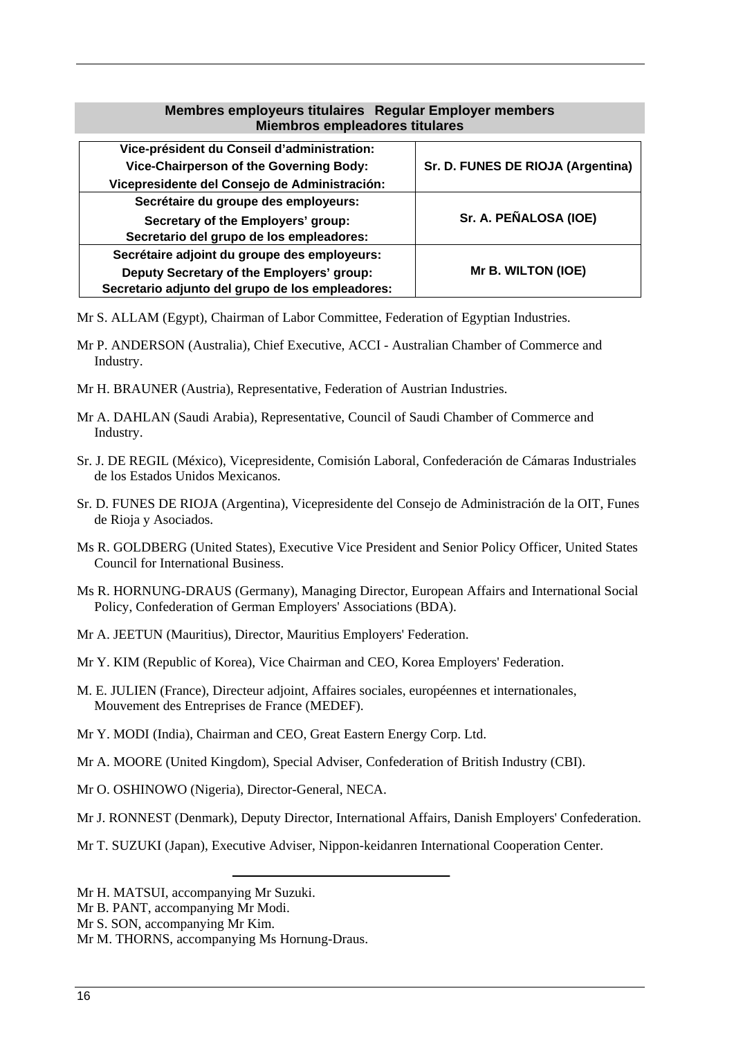**Membres employeurs titulaires Regular Employer members**
**Miembros empleadores titulares**

| | |
|---|---|
| **Vice-président du Conseil d'administration:**<br>**Vice-Chairperson of the Governing Body:**<br>**Vicepresidente del Consejo de Administración:** | **Sr. D. FUNES DE RIOJA (Argentina)** |
| **Secrétaire du groupe des employeurs:**<br>**Secretary of the Employers' group:**<br>**Secretario del grupo de los empleadores:** | **Sr. A. PEÑALOSA (IOE)** |
| **Secrétaire adjoint du groupe des employeurs:**<br>**Deputy Secretary of the Employers' group:**<br>**Secretario adjunto del grupo de los empleadores:** | **Mr B. WILTON (IOE)** |

Mr S. ALLAM (Egypt), Chairman of Labor Committee, Federation of Egyptian Industries.

Mr P. ANDERSON (Australia), Chief Executive, ACCI - Australian Chamber of Commerce and Industry.

Mr H. BRAUNER (Austria), Representative, Federation of Austrian Industries.

Mr A. DAHLAN (Saudi Arabia), Representative, Council of Saudi Chamber of Commerce and Industry.

Sr. J. DE REGIL (México), Vicepresidente, Comisión Laboral, Confederación de Cámaras Industriales de los Estados Unidos Mexicanos.

Sr. D. FUNES DE RIOJA (Argentina), Vicepresidente del Consejo de Administración de la OIT, Funes de Rioja y Asociados.

Ms R. GOLDBERG (United States), Executive Vice President and Senior Policy Officer, United States Council for International Business.

Ms R. HORNUNG-DRAUS (Germany), Managing Director, European Affairs and International Social Policy, Confederation of German Employers' Associations (BDA).

Mr A. JEETUN (Mauritius), Director, Mauritius Employers' Federation.

Mr Y. KIM (Republic of Korea), Vice Chairman and CEO, Korea Employers' Federation.

M. E. JULIEN (France), Directeur adjoint, Affaires sociales, européennes et internationales, Mouvement des Entreprises de France (MEDEF).

Mr Y. MODI (India), Chairman and CEO, Great Eastern Energy Corp. Ltd.

Mr A. MOORE (United Kingdom), Special Adviser, Confederation of British Industry (CBI).

Mr O. OSHINOWO (Nigeria), Director-General, NECA.

Mr J. RONNEST (Denmark), Deputy Director, International Affairs, Danish Employers' Confederation.

Mr T. SUZUKI (Japan), Executive Adviser, Nippon-keidanren International Cooperation Center.

---

Mr H. MATSUI, accompanying Mr Suzuki.
Mr B. PANT, accompanying Mr Modi.
Mr S. SON, accompanying Mr Kim.
Mr M. THORNS, accompanying Ms Hornung-Draus.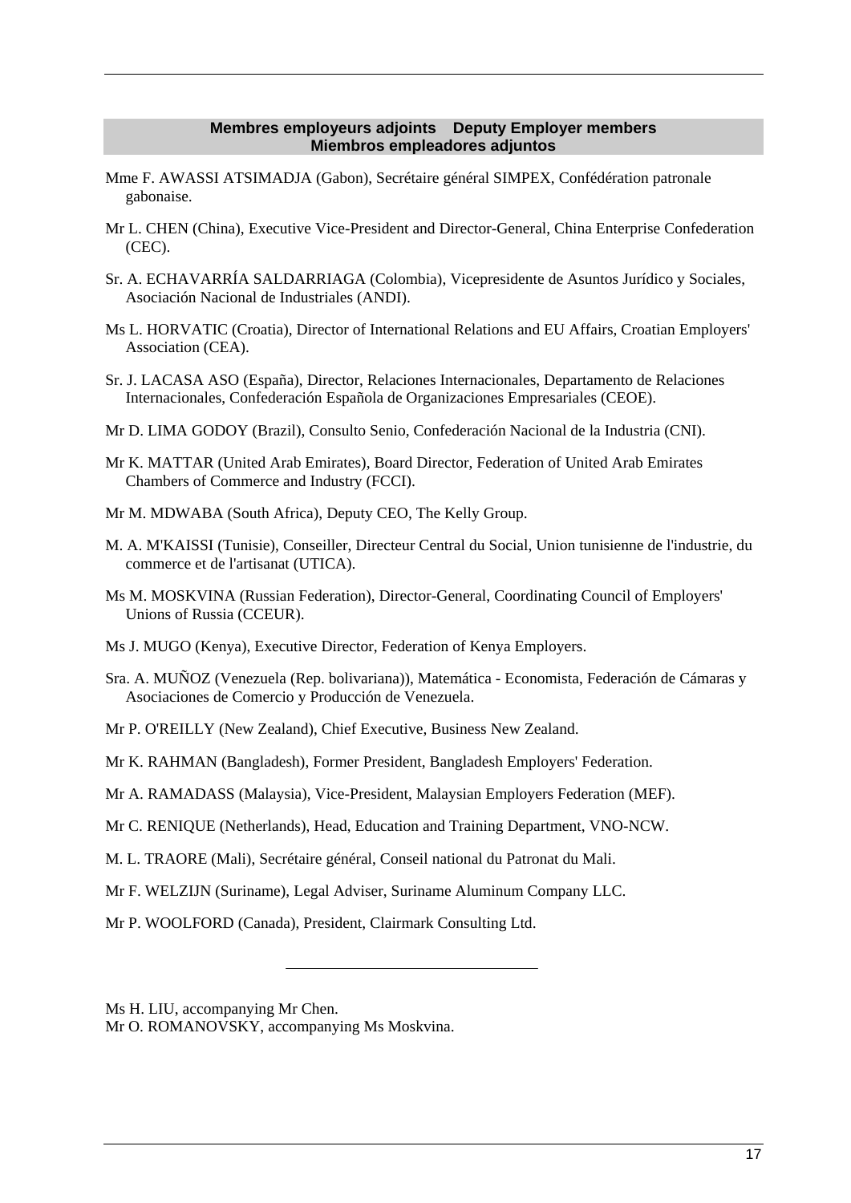## Membres employeurs adjoints Deputy Employer members Miembros empleadores adjuntos

Mme F. AWASSI ATSIMADJA (Gabon), Secrétaire général SIMPEX, Confédération patronale gabonaise.

Mr L. CHEN (China), Executive Vice-President and Director-General, China Enterprise Confederation (CEC).

Sr. A. ECHAVARRÍA SALDARRIAGA (Colombia), Vicepresidente de Asuntos Jurídico y Sociales, Asociación Nacional de Industriales (ANDI).

Ms L. HORVATIC (Croatia), Director of International Relations and EU Affairs, Croatian Employers' Association (CEA).

Sr. J. LACASA ASO (España), Director, Relaciones Internacionales, Departamento de Relaciones Internacionales, Confederación Española de Organizaciones Empresariales (CEOE).

Mr D. LIMA GODOY (Brazil), Consulto Senio, Confederación Nacional de la Industria (CNI).

Mr K. MATTAR (United Arab Emirates), Board Director, Federation of United Arab Emirates Chambers of Commerce and Industry (FCCI).

Mr M. MDWABA (South Africa), Deputy CEO, The Kelly Group.

M. A. M'KAISSI (Tunisie), Conseiller, Directeur Central du Social, Union tunisienne de l'industrie, du commerce et de l'artisanat (UTICA).

Ms M. MOSKVINA (Russian Federation), Director-General, Coordinating Council of Employers' Unions of Russia (CCEUR).

Ms J. MUGO (Kenya), Executive Director, Federation of Kenya Employers.

Sra. A. MUÑOZ (Venezuela (Rep. bolivariana)), Matemática - Economista, Federación de Cámaras y Asociaciones de Comercio y Producción de Venezuela.

Mr P. O'REILLY (New Zealand), Chief Executive, Business New Zealand.

Mr K. RAHMAN (Bangladesh), Former President, Bangladesh Employers' Federation.

Mr A. RAMADASS (Malaysia), Vice-President, Malaysian Employers Federation (MEF).

Mr C. RENIQUE (Netherlands), Head, Education and Training Department, VNO-NCW.

M. L. TRAORE (Mali), Secrétaire général, Conseil national du Patronat du Mali.

Mr F. WELZIJN (Suriname), Legal Adviser, Suriname Aluminum Company LLC.

Mr P. WOOLFORD (Canada), President, Clairmark Consulting Ltd.

---

Ms H. LIU, accompanying Mr Chen.
Mr O. ROMANOVSKY, accompanying Ms Moskvina.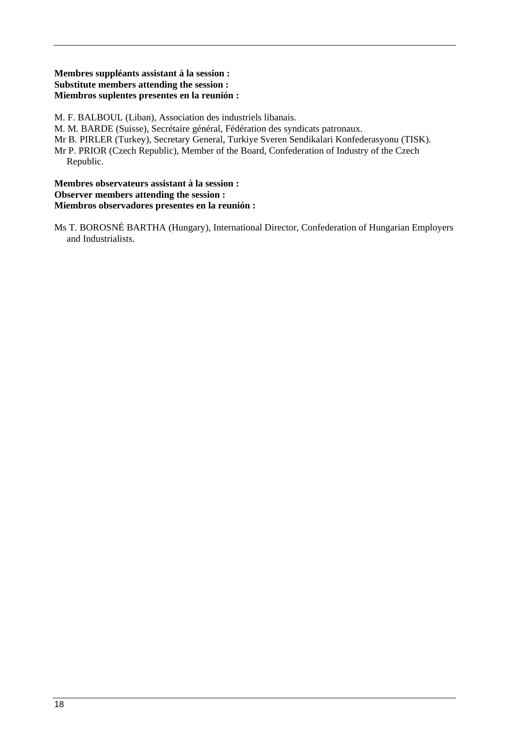**Membres suppléants assistant à la session :**
**Substitute members attending the session :**
**Miembros suplentes presentes en la reunión :**

M. F. BALBOUL (Liban), Association des industriels libanais.
M. M. BARDE (Suisse), Secrétaire général, Fédération des syndicats patronaux.
Mr B. PIRLER (Turkey), Secretary General, Turkiye Sveren Sendikalari Konfederasyonu (TISK).
Mr P. PRIOR (Czech Republic), Member of the Board, Confederation of Industry of the Czech Republic.

**Membres observateurs assistant à la session :**
**Observer members attending the session :**
**Miembros observadores presentes en la reunión :**

Ms T. BOROSNÉ BARTHA (Hungary), International Director, Confederation of Hungarian Employers and Industrialists.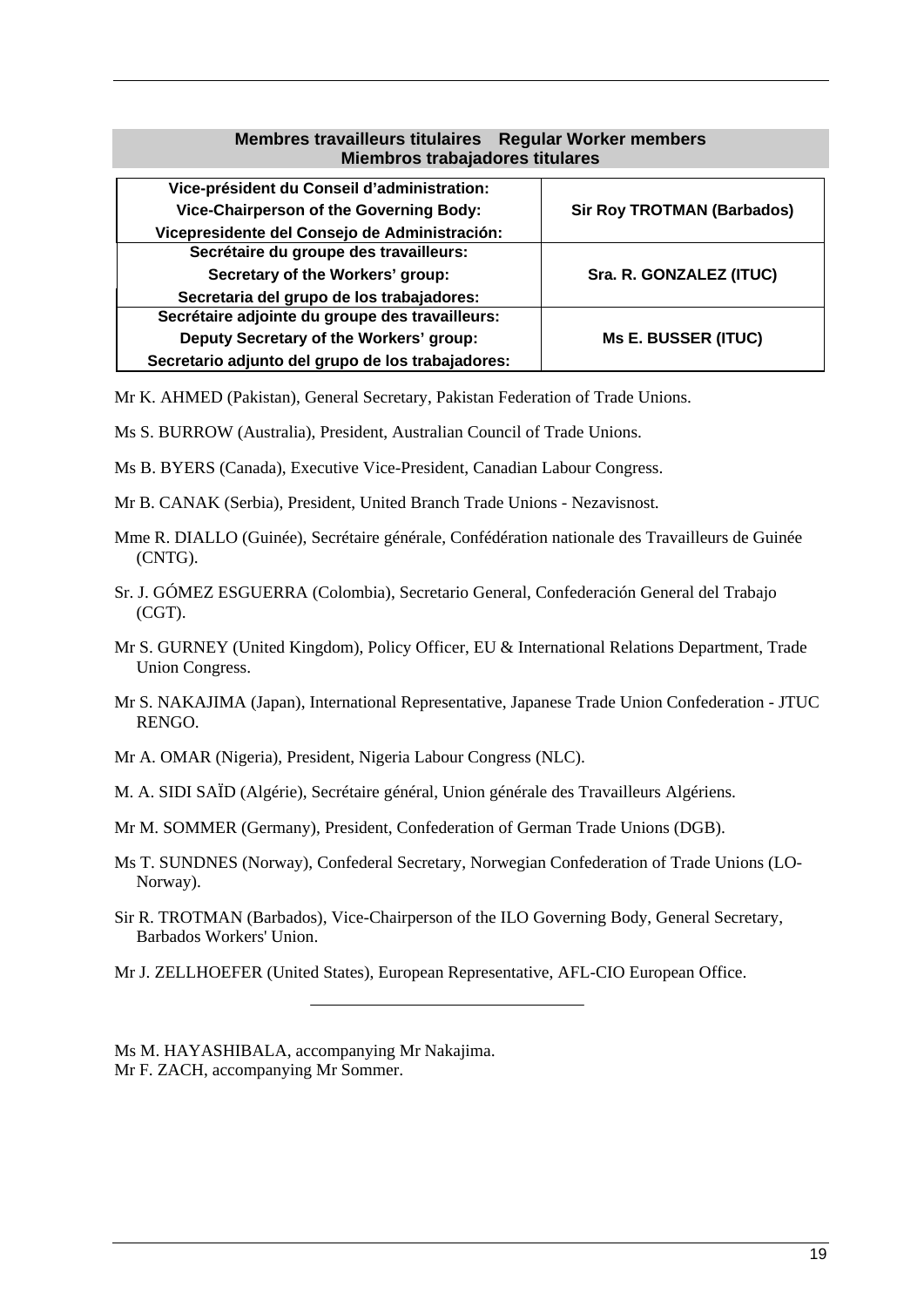## Membres travailleurs titulaires Regular Worker members
## Miembros trabajadores titulares

| | |
|---|---|
| **Vice-président du Conseil d'administration:**<br>**Vice-Chairperson of the Governing Body:**<br>**Vicepresidente del Consejo de Administración:** | **Sir Roy TROTMAN (Barbados)** |
| **Secrétaire du groupe des travailleurs:**<br>**Secretary of the Workers' group:**<br>**Secretaria del grupo de los trabajadores:** | **Sra. R. GONZALEZ (ITUC)** |
| **Secrétaire adjointe du groupe des travailleurs:**<br>**Deputy Secretary of the Workers' group:**<br>**Secretario adjunto del grupo de los trabajadores:** | **Ms E. BUSSER (ITUC)** |

Mr K. AHMED (Pakistan), General Secretary, Pakistan Federation of Trade Unions.

Ms S. BURROW (Australia), President, Australian Council of Trade Unions.

Ms B. BYERS (Canada), Executive Vice-President, Canadian Labour Congress.

Mr B. CANAK (Serbia), President, United Branch Trade Unions - Nezavisnost.

Mme R. DIALLO (Guinée), Secrétaire générale, Confédération nationale des Travailleurs de Guinée (CNTG).

Sr. J. GÓMEZ ESGUERRA (Colombia), Secretario General, Confederación General del Trabajo (CGT).

Mr S. GURNEY (United Kingdom), Policy Officer, EU & International Relations Department, Trade Union Congress.

Mr S. NAKAJIMA (Japan), International Representative, Japanese Trade Union Confederation - JTUC RENGO.

Mr A. OMAR (Nigeria), President, Nigeria Labour Congress (NLC).

M. A. SIDI SAÏD (Algérie), Secrétaire général, Union générale des Travailleurs Algériens.

Mr M. SOMMER (Germany), President, Confederation of German Trade Unions (DGB).

Ms T. SUNDNES (Norway), Confederal Secretary, Norwegian Confederation of Trade Unions (LO-Norway).

Sir R. TROTMAN (Barbados), Vice-Chairperson of the ILO Governing Body, General Secretary, Barbados Workers' Union.

Mr J. ZELLHOEFER (United States), European Representative, AFL-CIO European Office.

---

Ms M. HAYASHIBALA, accompanying Mr Nakajima.
Mr F. ZACH, accompanying Mr Sommer.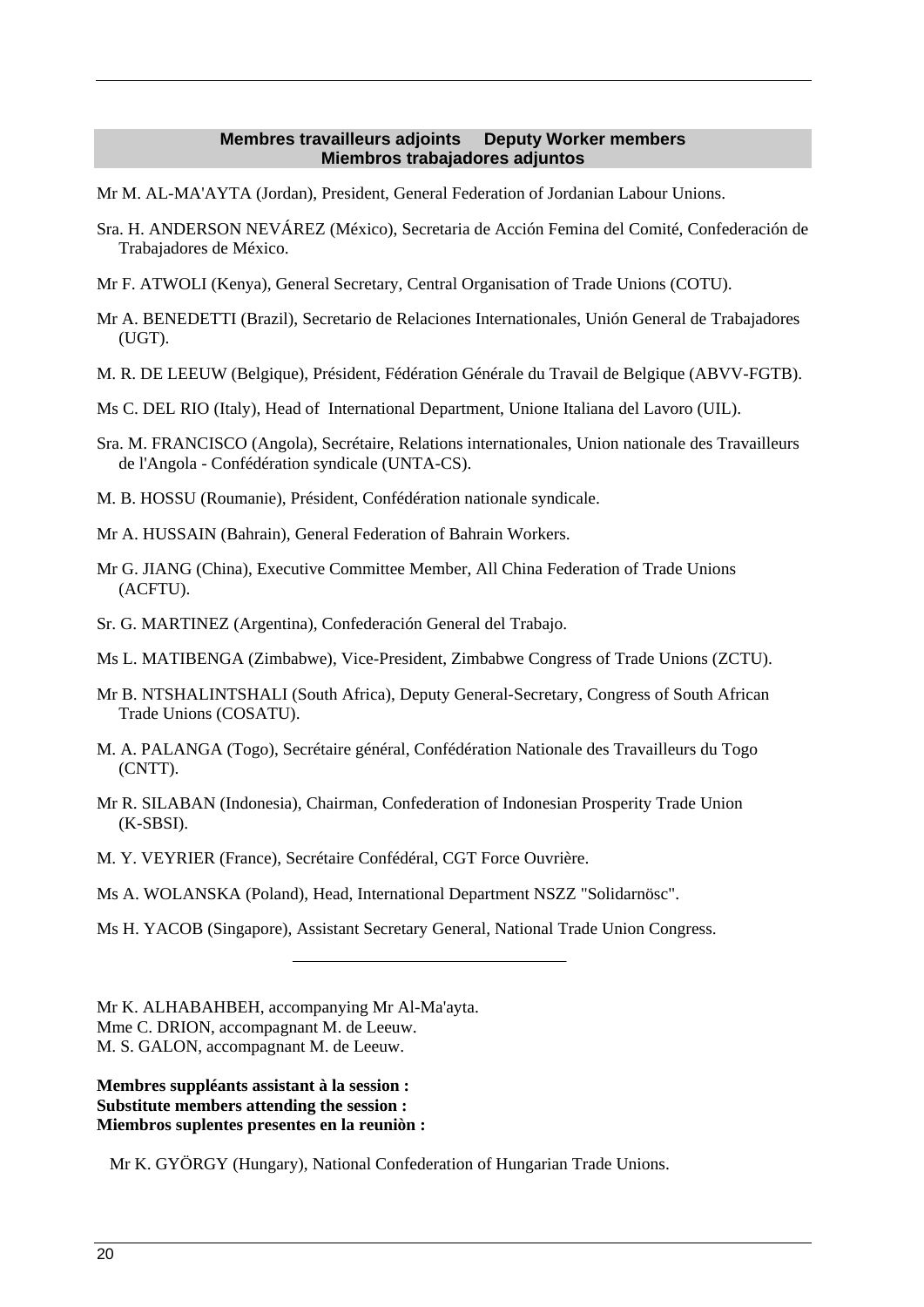## Membres travailleurs adjoints Deputy Worker members
## Miembros trabajadores adjuntos

Mr M. AL-MA'AYTA (Jordan), President, General Federation of Jordanian Labour Unions.

Sra. H. ANDERSON NEVÁREZ (México), Secretaria de Acción Femina del Comité, Confederación de Trabajadores de México.

Mr F. ATWOLI (Kenya), General Secretary, Central Organisation of Trade Unions (COTU).

Mr A. BENEDETTI (Brazil), Secretario de Relaciones Internationales, Unión General de Trabajadores (UGT).

M. R. DE LEEUW (Belgique), Président, Fédération Générale du Travail de Belgique (ABVV-FGTB).

Ms C. DEL RIO (Italy), Head of International Department, Unione Italiana del Lavoro (UIL).

Sra. M. FRANCISCO (Angola), Secrétaire, Relations internationales, Union nationale des Travailleurs de l'Angola - Confédération syndicale (UNTA-CS).

M. B. HOSSU (Roumanie), Président, Confédération nationale syndicale.

Mr A. HUSSAIN (Bahrain), General Federation of Bahrain Workers.

Mr G. JIANG (China), Executive Committee Member, All China Federation of Trade Unions (ACFTU).

Sr. G. MARTINEZ (Argentina), Confederación General del Trabajo.

Ms L. MATIBENGA (Zimbabwe), Vice-President, Zimbabwe Congress of Trade Unions (ZCTU).

Mr B. NTSHALINTSHALI (South Africa), Deputy General-Secretary, Congress of South African Trade Unions (COSATU).

M. A. PALANGA (Togo), Secrétaire général, Confédération Nationale des Travailleurs du Togo (CNTT).

Mr R. SILABAN (Indonesia), Chairman, Confederation of Indonesian Prosperity Trade Union (K-SBSI).

M. Y. VEYRIER (France), Secrétaire Confédéral, CGT Force Ouvrière.

Ms A. WOLANSKA (Poland), Head, International Department NSZZ "Solidarnösc".

Ms H. YACOB (Singapore), Assistant Secretary General, National Trade Union Congress.

---

Mr K. ALHABAHBEH, accompanying Mr Al-Ma'ayta.
Mme C. DRION, accompagnant M. de Leeuw.
M. S. GALON, accompagnant M. de Leeuw.

**Membres suppléants assistant à la session :**
**Substitute members attending the session :**
**Miembros suplentes presentes en la reuniòn :**

Mr K. GYÖRGY (Hungary), National Confederation of Hungarian Trade Unions.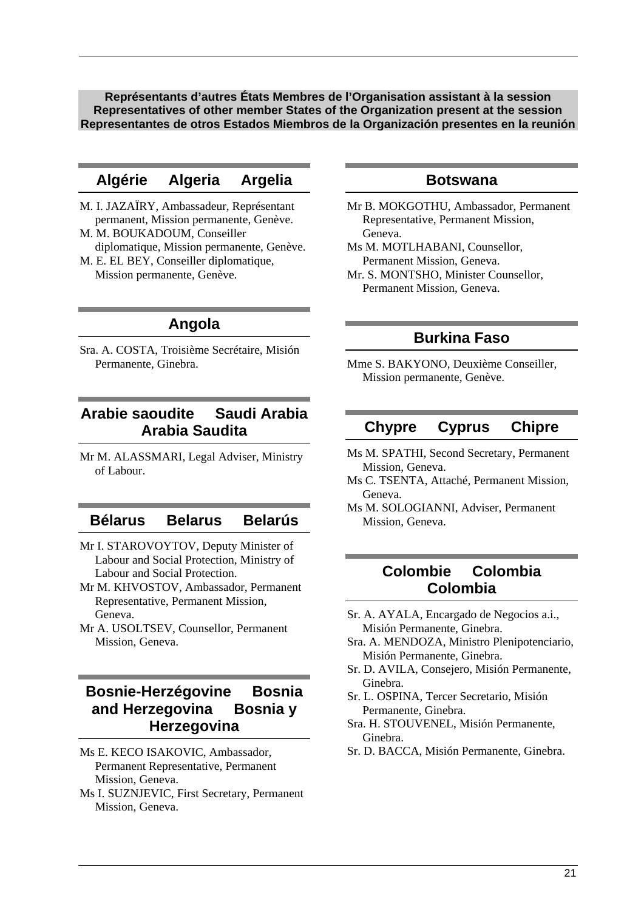**Représentants d'autres États Membres de l'Organisation assistant à la session**
**Representatives of other member States of the Organization present at the session**
**Representantes de otros Estados Miembros de la Organización presentes en la reunión**

### Algérie Algeria Argelia

M. I. JAZAÏRY, Ambassadeur, Représentant permanent, Mission permanente, Genève.
M. M. BOUKADOUM, Conseiller diplomatique, Mission permanente, Genève.
M. E. EL BEY, Conseiller diplomatique, Mission permanente, Genève.

### Angola

Sra. A. COSTA, Troisième Secrétaire, Misión Permanente, Ginebra.

### Arabie saoudite Saudi Arabia Arabia Saudita

Mr M. ALASSMARI, Legal Adviser, Ministry of Labour.

### Bélarus Belarus Belarús

Mr I. STAROVOYTOV, Deputy Minister of Labour and Social Protection, Ministry of Labour and Social Protection.
Mr M. KHVOSTOV, Ambassador, Permanent Representative, Permanent Mission, Geneva.
Mr A. USOLTSEV, Counsellor, Permanent Mission, Geneva.

### Bosnie-Herzégovine Bosnia and Herzegovina Bosnia y Herzegovina

Ms E. KECO ISAKOVIC, Ambassador, Permanent Representative, Permanent Mission, Geneva.
Ms I. SUZNJEVIC, First Secretary, Permanent Mission, Geneva.

### Botswana

Mr B. MOKGOTHU, Ambassador, Permanent Representative, Permanent Mission, Geneva.
Ms M. MOTLHABANI, Counsellor, Permanent Mission, Geneva.
Mr. S. MONTSHO, Minister Counsellor, Permanent Mission, Geneva.

### Burkina Faso

Mme S. BAKYONO, Deuxième Conseiller, Mission permanente, Genève.

### Chypre Cyprus Chipre

Ms M. SPATHI, Second Secretary, Permanent Mission, Geneva.
Ms C. TSENTA, Attaché, Permanent Mission, Geneva.
Ms M. SOLOGIANNI, Adviser, Permanent Mission, Geneva.

### Colombie Colombia Colombia

Sr. A. AYALA, Encargado de Negocios a.i., Misión Permanente, Ginebra.
Sra. A. MENDOZA, Ministro Plenipotenciario, Misión Permanente, Ginebra.
Sr. D. AVILA, Consejero, Misión Permanente, Ginebra.
Sr. L. OSPINA, Tercer Secretario, Misión Permanente, Ginebra.
Sra. H. STOUVENEL, Misión Permanente, Ginebra.
Sr. D. BACCA, Misión Permanente, Ginebra.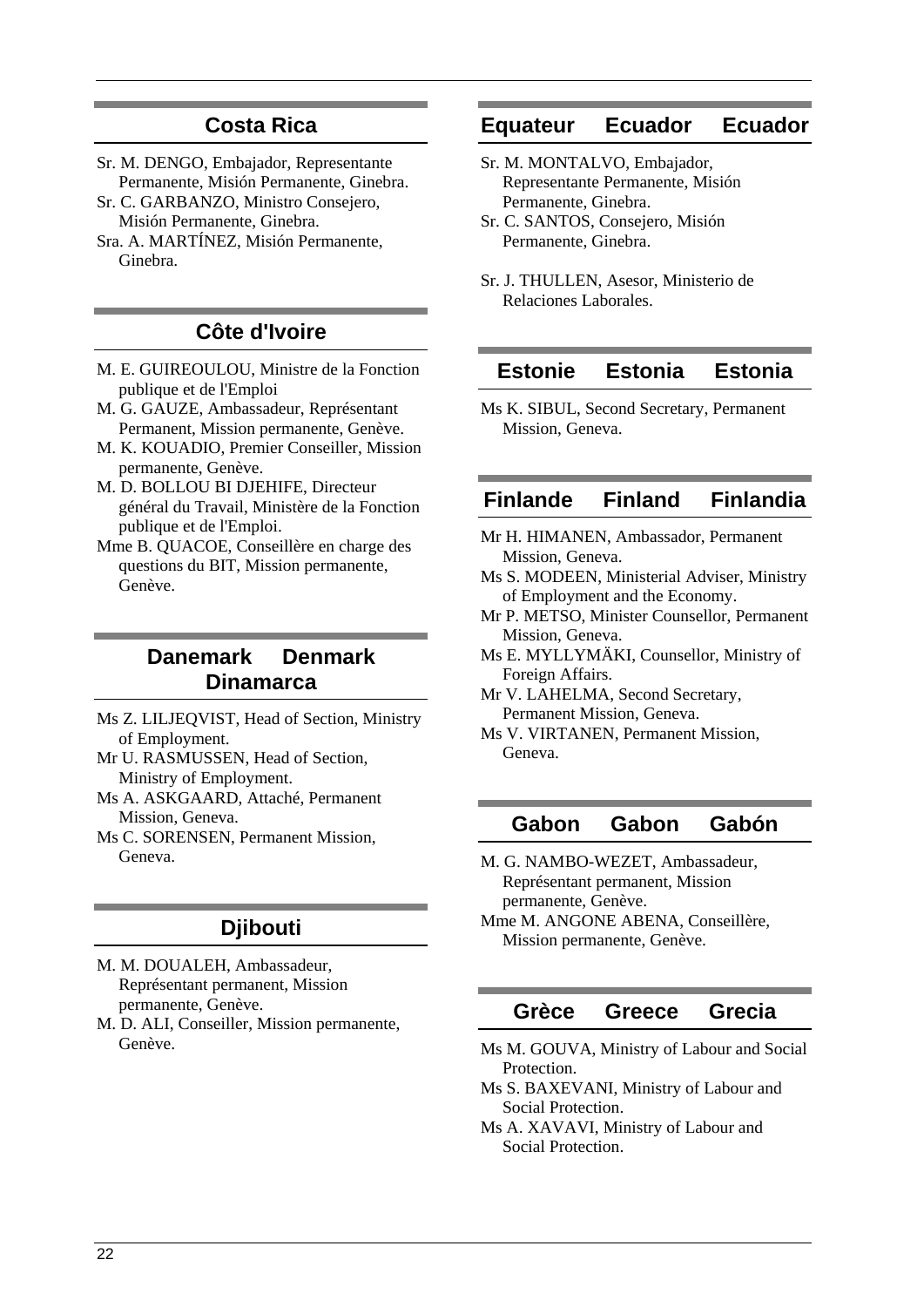## Costa Rica

Sr. M. DENGO, Embajador, Representante Permanente, Misión Permanente, Ginebra.
Sr. C. GARBANZO, Ministro Consejero, Misión Permanente, Ginebra.
Sra. A. MARTÍNEZ, Misión Permanente, Ginebra.

## Côte d'Ivoire

M. E. GUIREOULOU, Ministre de la Fonction publique et de l'Emploi
M. G. GAUZE, Ambassadeur, Représentant Permanent, Mission permanente, Genève.
M. K. KOUADIO, Premier Conseiller, Mission permanente, Genève.
M. D. BOLLOU BI DJEHIFE, Directeur général du Travail, Ministère de la Fonction publique et de l'Emploi.
Mme B. QUACOE, Conseillère en charge des questions du BIT, Mission permanente, Genève.

## Danemark Denmark Dinamarca

Ms Z. LILJEQVIST, Head of Section, Ministry of Employment.
Mr U. RASMUSSEN, Head of Section, Ministry of Employment.
Ms A. ASKGAARD, Attaché, Permanent Mission, Geneva.
Ms C. SORENSEN, Permanent Mission, Geneva.

## Djibouti

M. M. DOUALEH, Ambassadeur, Représentant permanent, Mission permanente, Genève.
M. D. ALI, Conseiller, Mission permanente, Genève.

## Equateur Ecuador Ecuador

Sr. M. MONTALVO, Embajador, Representante Permanente, Misión Permanente, Ginebra.
Sr. C. SANTOS, Consejero, Misión Permanente, Ginebra.

Sr. J. THULLEN, Asesor, Ministerio de Relaciones Laborales.

## Estonie Estonia Estonia

Ms K. SIBUL, Second Secretary, Permanent Mission, Geneva.

## Finlande Finland Finlandia

Mr H. HIMANEN, Ambassador, Permanent Mission, Geneva.
Ms S. MODEEN, Ministerial Adviser, Ministry of Employment and the Economy.
Mr P. METSO, Minister Counsellor, Permanent Mission, Geneva.
Ms E. MYLLYMÄKI, Counsellor, Ministry of Foreign Affairs.
Mr V. LAHELMA, Second Secretary, Permanent Mission, Geneva.
Ms V. VIRTANEN, Permanent Mission, Geneva.

## Gabon Gabon Gabón

M. G. NAMBO-WEZET, Ambassadeur, Représentant permanent, Mission permanente, Genève.
Mme M. ANGONE ABENA, Conseillère, Mission permanente, Genève.

## Grèce Greece Grecia

Ms M. GOUVA, Ministry of Labour and Social Protection.
Ms S. BAXEVANI, Ministry of Labour and Social Protection.
Ms A. XAVAVI, Ministry of Labour and Social Protection.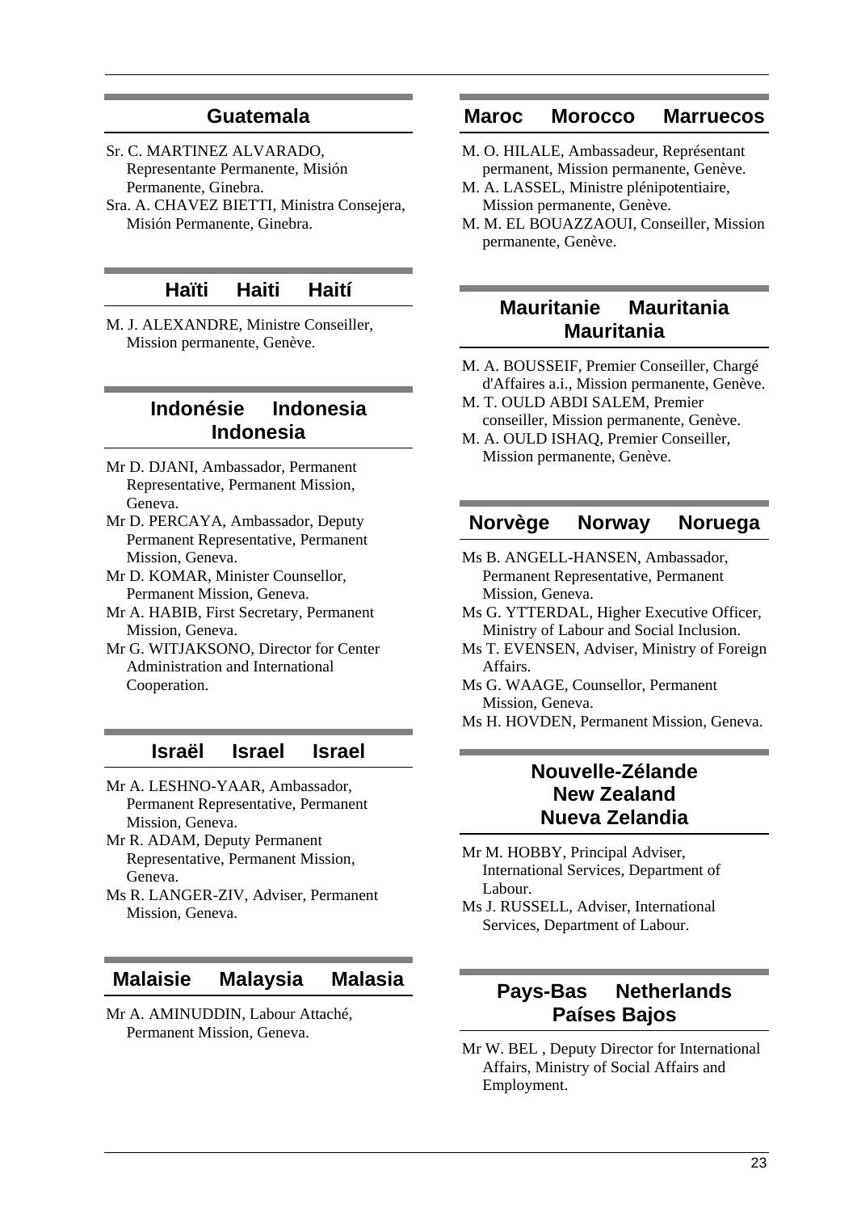## Guatemala

Sr. C. MARTINEZ ALVARADO, Representante Permanente, Misión Permanente, Ginebra.

Sra. A. CHAVEZ BIETTI, Ministra Consejera, Misión Permanente, Ginebra.

## Haïti Haiti Haití

M. J. ALEXANDRE, Ministre Conseiller, Mission permanente, Genève.

## Indonésie Indonesia Indonesia

Mr D. DJANI, Ambassador, Permanent Representative, Permanent Mission, Geneva.

Mr D. PERCAYA, Ambassador, Deputy Permanent Representative, Permanent Mission, Geneva.

Mr D. KOMAR, Minister Counsellor, Permanent Mission, Geneva.

Mr A. HABIB, First Secretary, Permanent Mission, Geneva.

Mr G. WITJAKSONO, Director for Center Administration and International Cooperation.

## Israël Israel Israel

Mr A. LESHNO-YAAR, Ambassador, Permanent Representative, Permanent Mission, Geneva.

Mr R. ADAM, Deputy Permanent Representative, Permanent Mission, Geneva.

Ms R. LANGER-ZIV, Adviser, Permanent Mission, Geneva.

## Malaisie Malaysia Malasia

Mr A. AMINUDDIN, Labour Attaché, Permanent Mission, Geneva.

## Maroc Morocco Marruecos

M. O. HILALE, Ambassadeur, Représentant permanent, Mission permanente, Genève.

M. A. LASSEL, Ministre plénipotentiaire, Mission permanente, Genève.

M. M. EL BOUAZZAOUI, Conseiller, Mission permanente, Genève.

## Mauritanie Mauritania Mauritania

M. A. BOUSSEIF, Premier Conseiller, Chargé d'Affaires a.i., Mission permanente, Genève.

M. T. OULD ABDI SALEM, Premier conseiller, Mission permanente, Genève.

M. A. OULD ISHAQ, Premier Conseiller, Mission permanente, Genève.

## Norvège Norway Noruega

Ms B. ANGELL-HANSEN, Ambassador, Permanent Representative, Permanent Mission, Geneva.

Ms G. YTTERDAL, Higher Executive Officer, Ministry of Labour and Social Inclusion.

Ms T. EVENSEN, Adviser, Ministry of Foreign Affairs.

Ms G. WAAGE, Counsellor, Permanent Mission, Geneva.

Ms H. HOVDEN, Permanent Mission, Geneva.

## Nouvelle-Zélande New Zealand Nueva Zelandia

Mr M. HOBBY, Principal Adviser, International Services, Department of Labour.

Ms J. RUSSELL, Adviser, International Services, Department of Labour.

## Pays-Bas Netherlands Países Bajos

Mr W. BEL , Deputy Director for International Affairs, Ministry of Social Affairs and Employment.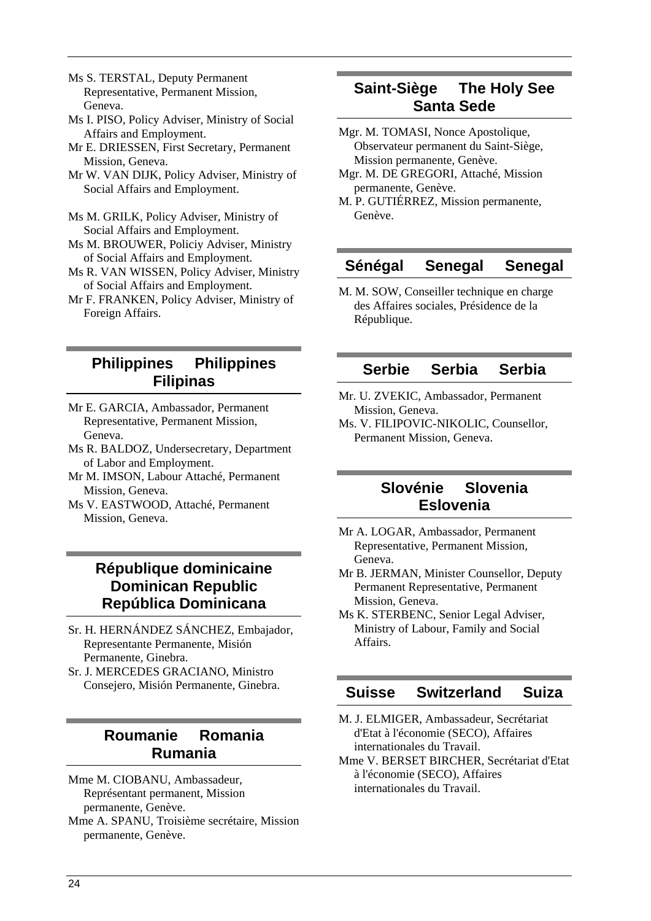Ms S. TERSTAL, Deputy Permanent Representative, Permanent Mission, Geneva.

Ms I. PISO, Policy Adviser, Ministry of Social Affairs and Employment.

Mr E. DRIESSEN, First Secretary, Permanent Mission, Geneva.

Mr W. VAN DIJK, Policy Adviser, Ministry of Social Affairs and Employment.

Ms M. GRILK, Policy Adviser, Ministry of Social Affairs and Employment.

Ms M. BROUWER, Policiy Adviser, Ministry of Social Affairs and Employment.

Ms R. VAN WISSEN, Policy Adviser, Ministry of Social Affairs and Employment.

Mr F. FRANKEN, Policy Adviser, Ministry of Foreign Affairs.

## Philippines Philippines Filipinas

Mr E. GARCIA, Ambassador, Permanent Representative, Permanent Mission, Geneva.

Ms R. BALDOZ, Undersecretary, Department of Labor and Employment.

Mr M. IMSON, Labour Attaché, Permanent Mission, Geneva.

Ms V. EASTWOOD, Attaché, Permanent Mission, Geneva.

## République dominicaine Dominican Republic República Dominicana

Sr. H. HERNÁNDEZ SÁNCHEZ, Embajador, Representante Permanente, Misión Permanente, Ginebra.

Sr. J. MERCEDES GRACIANO, Ministro Consejero, Misión Permanente, Ginebra.

## Roumanie Romania Rumania

Mme M. CIOBANU, Ambassadeur, Représentant permanent, Mission permanente, Genève.

Mme A. SPANU, Troisième secrétaire, Mission permanente, Genève.

## Saint-Siège The Holy See Santa Sede

Mgr. M. TOMASI, Nonce Apostolique, Observateur permanent du Saint-Siège, Mission permanente, Genève.

Mgr. M. DE GREGORI, Attaché, Mission permanente, Genève.

M. P. GUTIÉRREZ, Mission permanente, Genève.

## Sénégal Senegal Senegal

M. M. SOW, Conseiller technique en charge des Affaires sociales, Présidence de la République.

## Serbie Serbia Serbia

Mr. U. ZVEKIC, Ambassador, Permanent Mission, Geneva.

Ms. V. FILIPOVIC-NIKOLIC, Counsellor, Permanent Mission, Geneva.

## Slovénie Slovenia Eslovenia

Mr A. LOGAR, Ambassador, Permanent Representative, Permanent Mission, Geneva.

Mr B. JERMAN, Minister Counsellor, Deputy Permanent Representative, Permanent Mission, Geneva.

Ms K. STERBENC, Senior Legal Adviser, Ministry of Labour, Family and Social Affairs.

## Suisse Switzerland Suiza

M. J. ELMIGER, Ambassadeur, Secrétariat d'Etat à l'économie (SECO), Affaires internationales du Travail.

Mme V. BERSET BIRCHER, Secrétariat d'Etat à l'économie (SECO), Affaires internationales du Travail.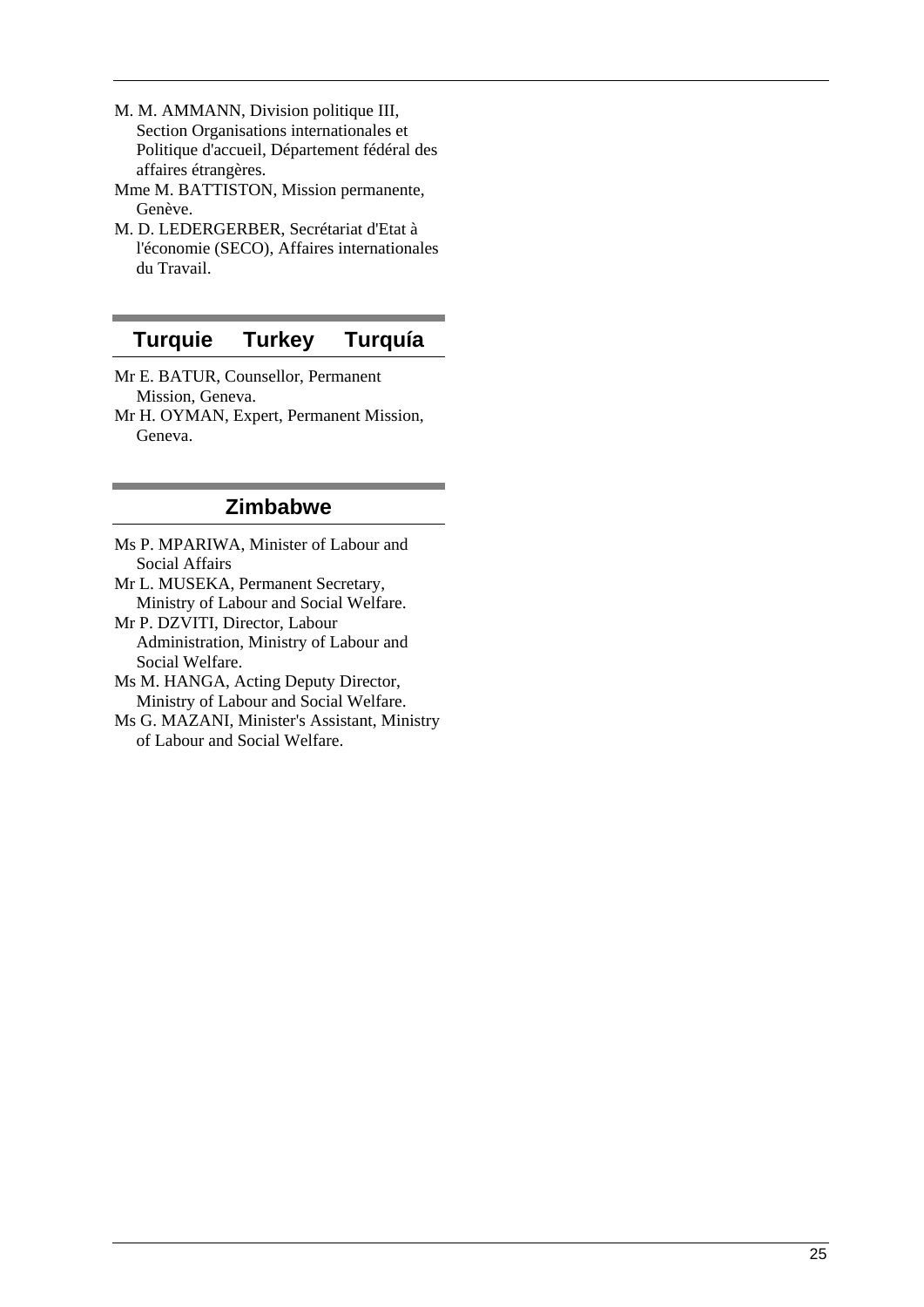M. M. AMMANN, Division politique III, Section Organisations internationales et Politique d'accueil, Département fédéral des affaires étrangères.

Mme M. BATTISTON, Mission permanente, Genève.

M. D. LEDERGERBER, Secrétariat d'Etat à l'économie (SECO), Affaires internationales du Travail.

## Turquie   Turkey   Turquía

Mr E. BATUR, Counsellor, Permanent Mission, Geneva.

Mr H. OYMAN, Expert, Permanent Mission, Geneva.

## Zimbabwe

Ms P. MPARIWA, Minister of Labour and Social Affairs

Mr L. MUSEKA, Permanent Secretary, Ministry of Labour and Social Welfare.

Mr P. DZVITI, Director, Labour Administration, Ministry of Labour and Social Welfare.

Ms M. HANGA, Acting Deputy Director, Ministry of Labour and Social Welfare.

Ms G. MAZANI, Minister's Assistant, Ministry of Labour and Social Welfare.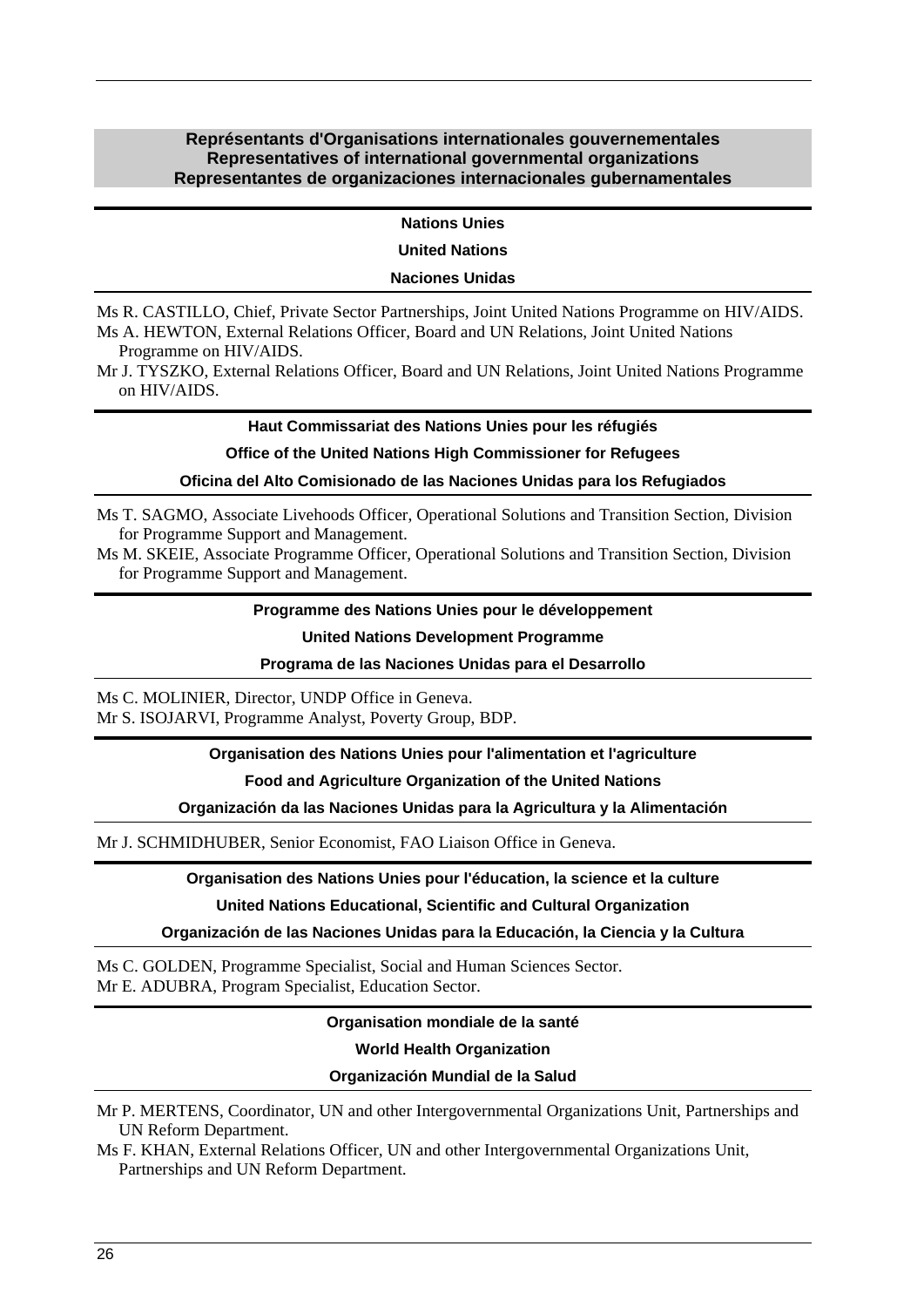## Représentants d'Organisations internationales gouvernementales
## Representatives of international governmental organizations
## Representantes de organizaciones internacionales gubernamentales

### Nations Unies

### United Nations

### Naciones Unidas

Ms R. CASTILLO, Chief, Private Sector Partnerships, Joint United Nations Programme on HIV/AIDS.

Ms A. HEWTON, External Relations Officer, Board and UN Relations, Joint United Nations Programme on HIV/AIDS.

Mr J. TYSZKO, External Relations Officer, Board and UN Relations, Joint United Nations Programme on HIV/AIDS.

### Haut Commissariat des Nations Unies pour les réfugiés

### Office of the United Nations High Commissioner for Refugees

### Oficina del Alto Comisionado de las Naciones Unidas para los Refugiados

Ms T. SAGMO, Associate Livehoods Officer, Operational Solutions and Transition Section, Division for Programme Support and Management.

Ms M. SKEIE, Associate Programme Officer, Operational Solutions and Transition Section, Division for Programme Support and Management.

### Programme des Nations Unies pour le développement

### United Nations Development Programme

### Programa de las Naciones Unidas para el Desarrollo

Ms C. MOLINIER, Director, UNDP Office in Geneva.

Mr S. ISOJARVI, Programme Analyst, Poverty Group, BDP.

### Organisation des Nations Unies pour l'alimentation et l'agriculture

### Food and Agriculture Organization of the United Nations

### Organización da las Naciones Unidas para la Agricultura y la Alimentación

Mr J. SCHMIDHUBER, Senior Economist, FAO Liaison Office in Geneva.

### Organisation des Nations Unies pour l'éducation, la science et la culture

### United Nations Educational, Scientific and Cultural Organization

### Organización de las Naciones Unidas para la Educación, la Ciencia y la Cultura

Ms C. GOLDEN, Programme Specialist, Social and Human Sciences Sector.

Mr E. ADUBRA, Program Specialist, Education Sector.

### Organisation mondiale de la santé

### World Health Organization

### Organización Mundial de la Salud

Mr P. MERTENS, Coordinator, UN and other Intergovernmental Organizations Unit, Partnerships and UN Reform Department.

Ms F. KHAN, External Relations Officer, UN and other Intergovernmental Organizations Unit, Partnerships and UN Reform Department.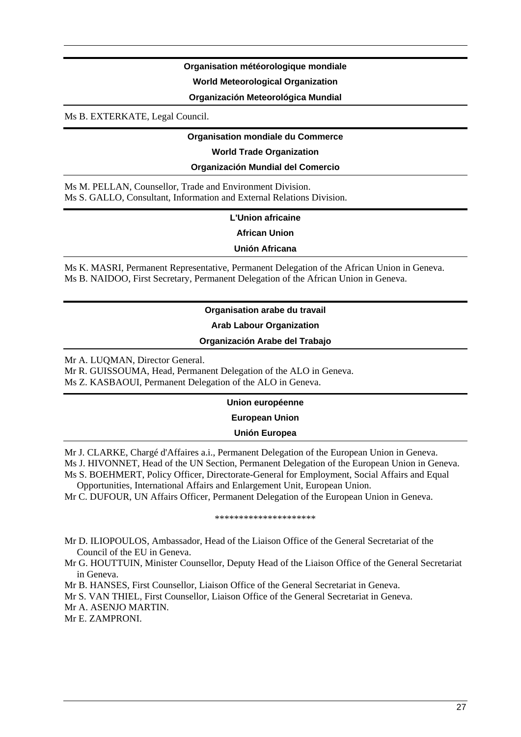**Organisation météorologique mondiale**

**World Meteorological Organization**

**Organización Meteorológica Mundial**

Ms B. EXTERKATE, Legal Council.

**Organisation mondiale du Commerce**

**World Trade Organization**

**Organización Mundial del Comercio**

Ms M. PELLAN, Counsellor, Trade and Environment Division.
Ms S. GALLO, Consultant, Information and External Relations Division.

**L'Union africaine**

**African Union**

**Unión Africana**

Ms K. MASRI, Permanent Representative, Permanent Delegation of the African Union in Geneva.
Ms B. NAIDOO, First Secretary, Permanent Delegation of the African Union in Geneva.

**Organisation arabe du travail**

**Arab Labour Organization**

**Organización Arabe del Trabajo**

Mr A. LUQMAN, Director General.
Mr R. GUISSOUMA, Head, Permanent Delegation of the ALO in Geneva.
Ms Z. KASBAOUI, Permanent Delegation of the ALO in Geneva.

**Union européenne**

**European Union**

**Unión Europea**

Mr J. CLARKE, Chargé d'Affaires a.i., Permanent Delegation of the European Union in Geneva.
Ms J. HIVONNET, Head of the UN Section, Permanent Delegation of the European Union in Geneva.
Ms S. BOEHMERT, Policy Officer, Directorate-General for Employment, Social Affairs and Equal Opportunities, International Affairs and Enlargement Unit, European Union.
Mr C. DUFOUR, UN Affairs Officer, Permanent Delegation of the European Union in Geneva.

*********************

Mr D. ILIOPOULOS, Ambassador, Head of the Liaison Office of the General Secretariat of the Council of the EU in Geneva.
Mr G. HOUTTUIN, Minister Counsellor, Deputy Head of the Liaison Office of the General Secretariat in Geneva.
Mr B. HANSES, First Counsellor, Liaison Office of the General Secretariat in Geneva.
Mr S. VAN THIEL, First Counsellor, Liaison Office of the General Secretariat in Geneva.
Mr A. ASENJO MARTIN.
Mr E. ZAMPRONI.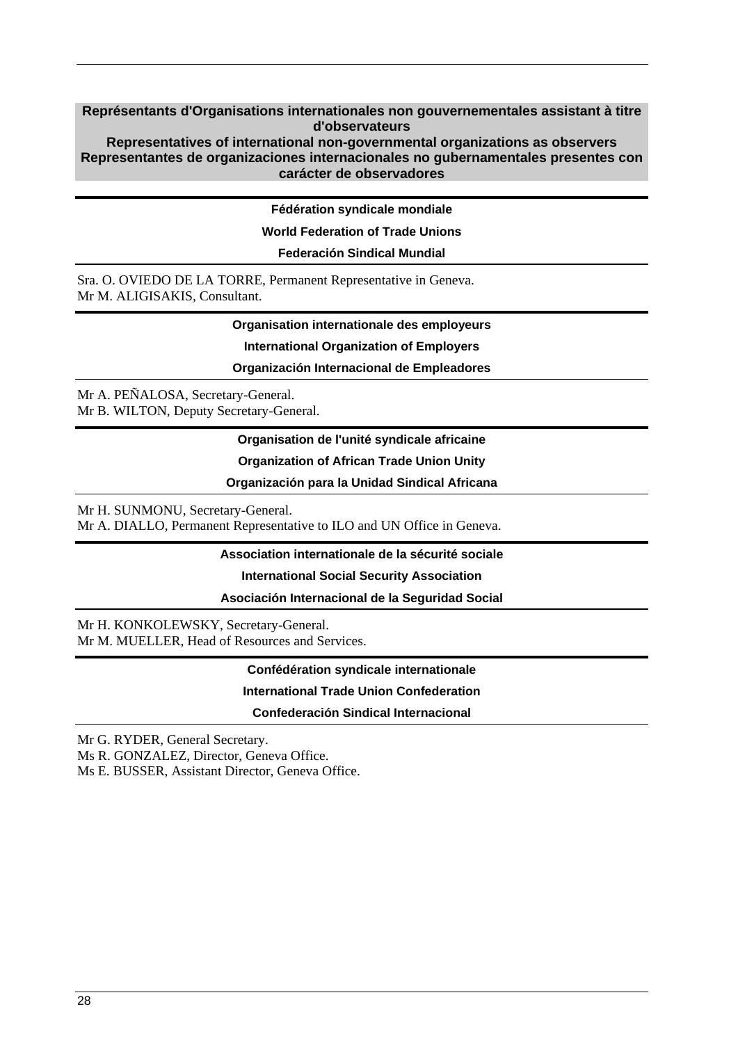## Représentants d'Organisations internationales non gouvernementales assistant à titre d'observateurs
## Representatives of international non-governmental organizations as observers
## Representantes de organizaciones internacionales no gubernamentales presentes con carácter de observadores

### Fédération syndicale mondiale

### World Federation of Trade Unions

### Federación Sindical Mundial

Sra. O. OVIEDO DE LA TORRE, Permanent Representative in Geneva.
Mr M. ALIGISAKIS, Consultant.

### Organisation internationale des employeurs

### International Organization of Employers

### Organización Internacional de Empleadores

Mr A. PEÑALOSA, Secretary-General.
Mr B. WILTON, Deputy Secretary-General.

### Organisation de l'unité syndicale africaine

### Organization of African Trade Union Unity

### Organización para la Unidad Sindical Africana

Mr H. SUNMONU, Secretary-General.
Mr A. DIALLO, Permanent Representative to ILO and UN Office in Geneva.

### Association internationale de la sécurité sociale

### International Social Security Association

### Asociación Internacional de la Seguridad Social

Mr H. KONKOLEWSKY, Secretary-General.
Mr M. MUELLER, Head of Resources and Services.

### Confédération syndicale internationale

### International Trade Union Confederation

### Confederación Sindical Internacional

Mr G. RYDER, General Secretary.
Ms R. GONZALEZ, Director, Geneva Office.
Ms E. BUSSER, Assistant Director, Geneva Office.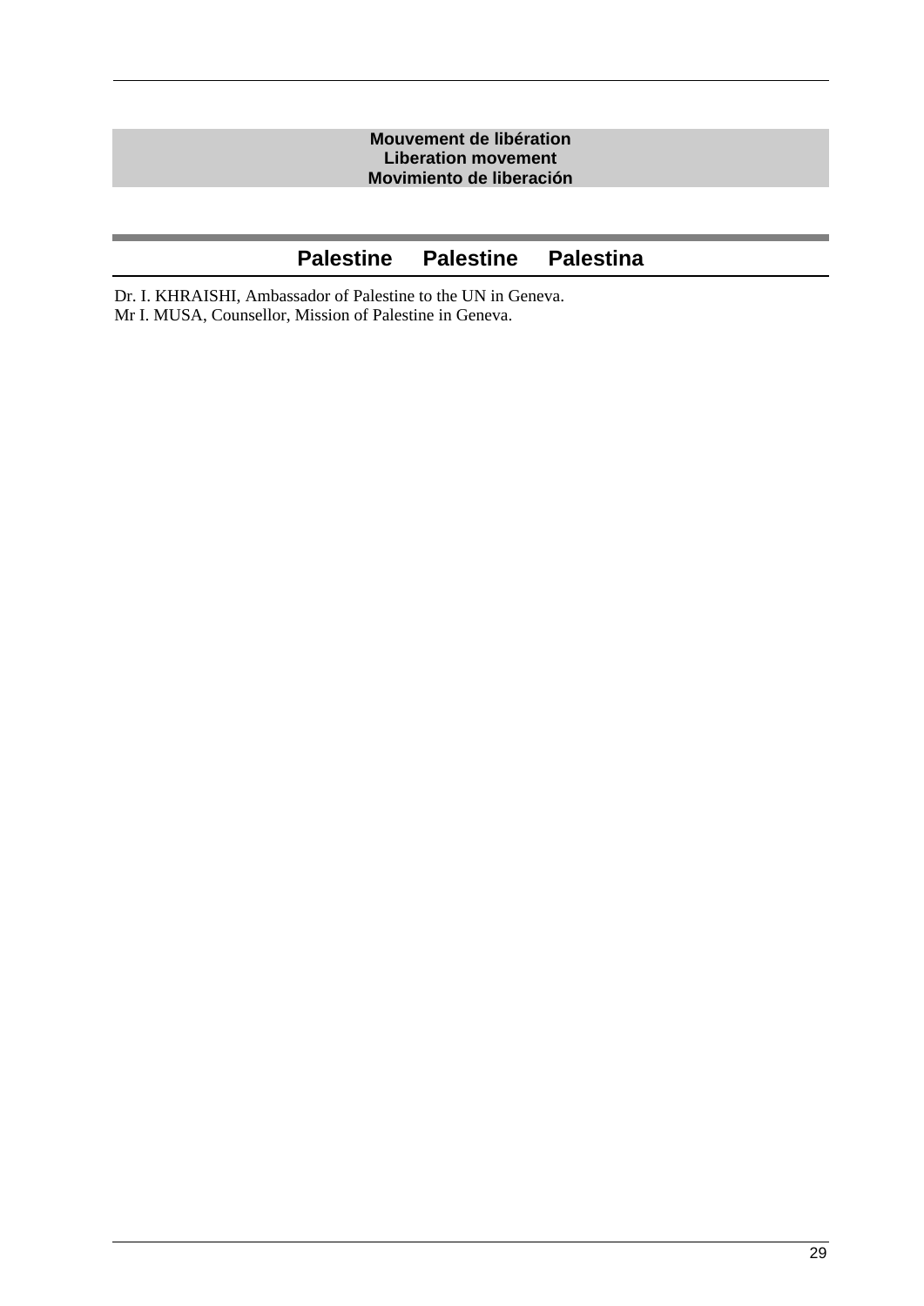**Mouvement de libération**
**Liberation movement**
**Movimiento de liberación**

## Palestine Palestine Palestina

Dr. I. KHRAISHI, Ambassador of Palestine to the UN in Geneva.
Mr I. MUSA, Counsellor, Mission of Palestine in Geneva.